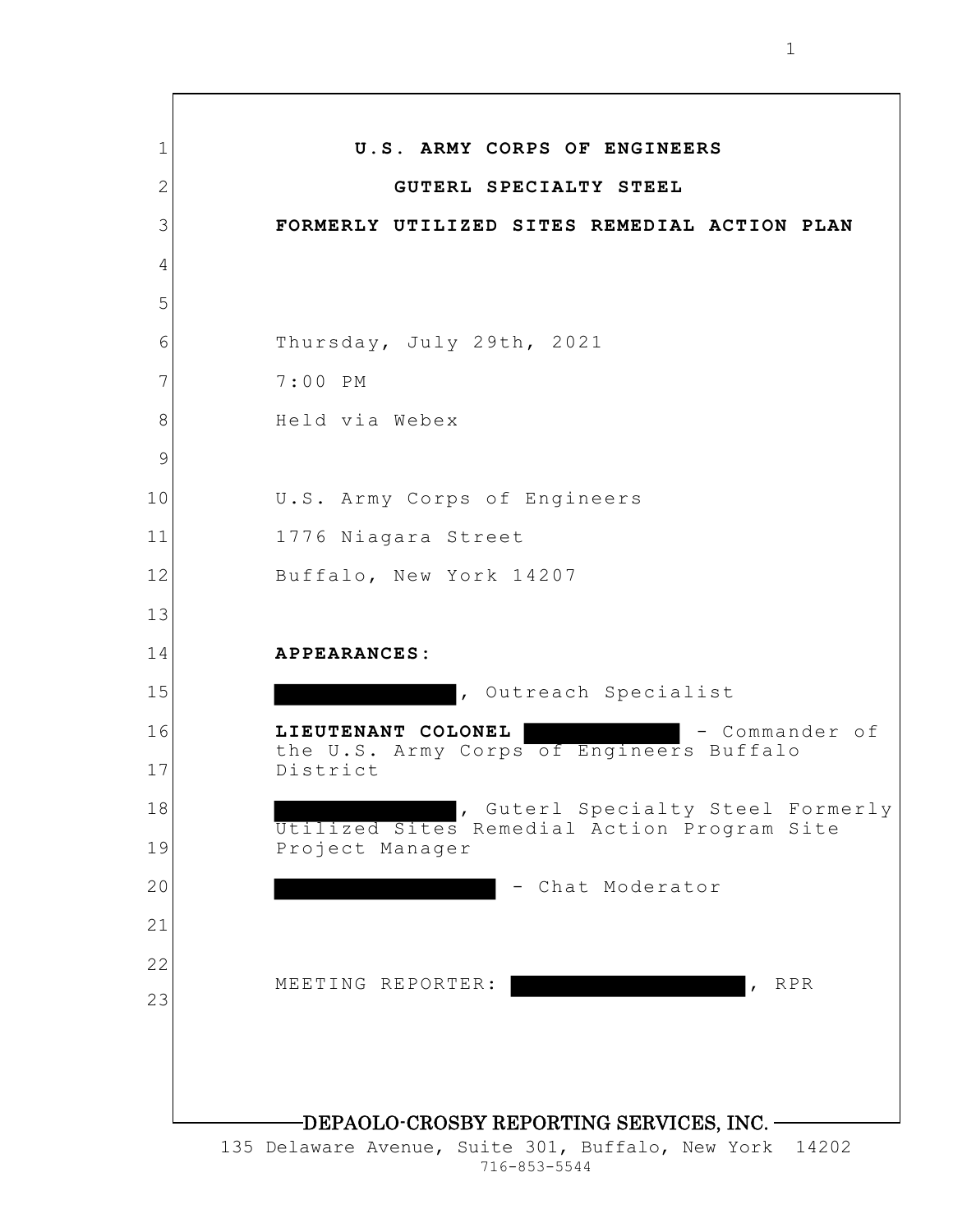**U.S. ARMY CORPS OF ENGINEERS**

**GUTERL SPECIALTY STEEL**

**FORMERLY UTILIZED SITES REMEDIAL ACTION PLAN**

Thursday, July 29th, 2021

7:00 PM

Held via Webex

U.S. Army Corps of Engineers

1776 Niagara Street

Buffalo, New York 14207

**APPEARANCES:**

[REDACTED], Outreach Specialist

**LIEUTENANT COLONEL** [REDACTED] - Commander of the U.S. Army Corps of Engineers Buffalo District

[REDACTED], Guterl Specialty Steel Formerly Utilized Sites Remedial Action Program Site Project Manager

[REDACTED] - Chat Moderator

MEETING REPORTER: [REDACTED], RPR

DEPAOLO-CROSBY REPORTING SERVICES, INC.

135 Delaware Avenue, Suite 301, Buffalo, New York 14202

716-853-5544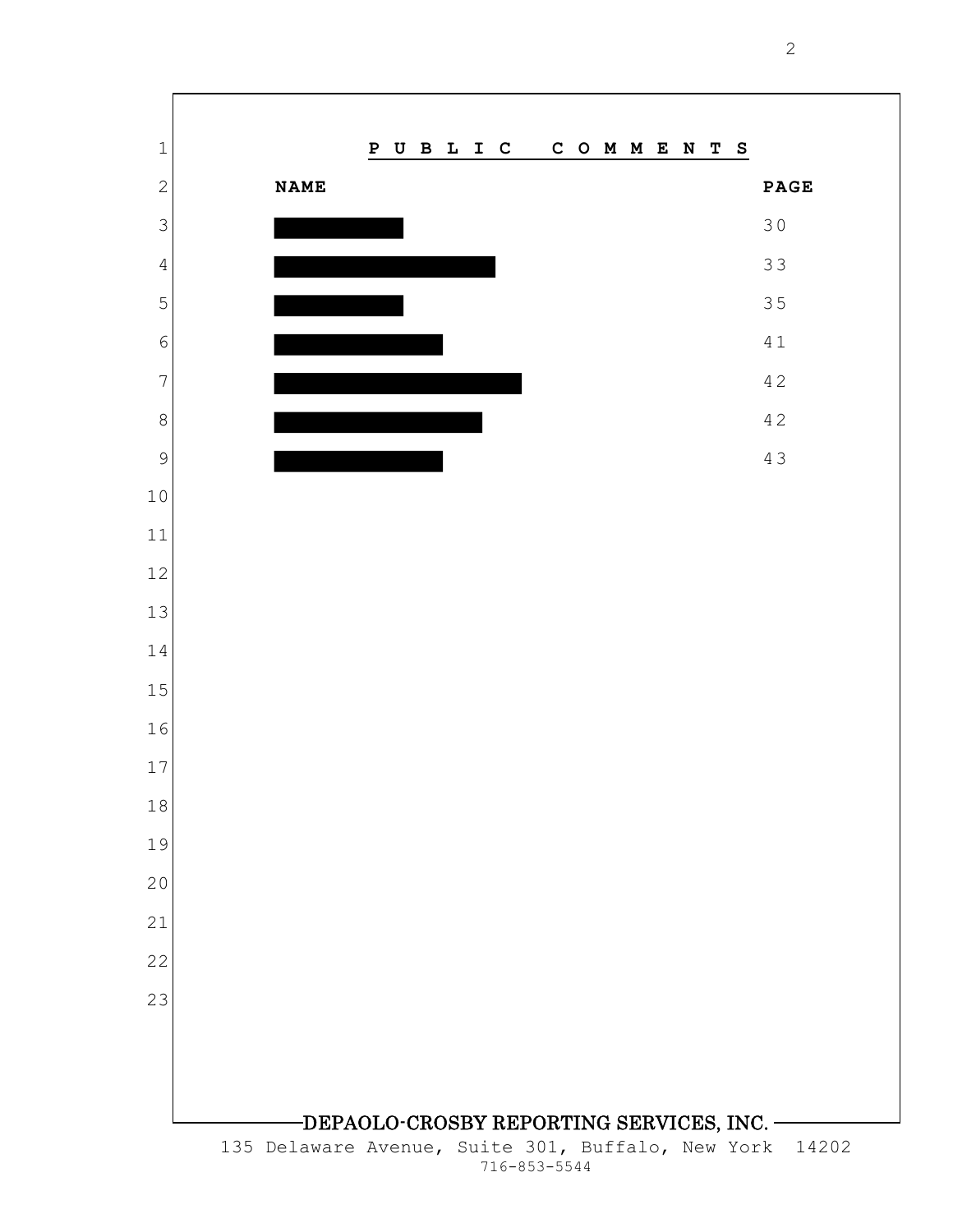# PUBLIC COMMENTS

| NAME | PAGE |
|---|---|
| [REDACTED] | 30 |
| [REDACTED] | 33 |
| [REDACTED] | 35 |
| [REDACTED] | 41 |
| [REDACTED] | 42 |
| [REDACTED] | 42 |
| [REDACTED] | 43 |

DEPAOLO-CROSBY REPORTING SERVICES, INC.
135 Delaware Avenue, Suite 301, Buffalo, New York 14202
716-853-5544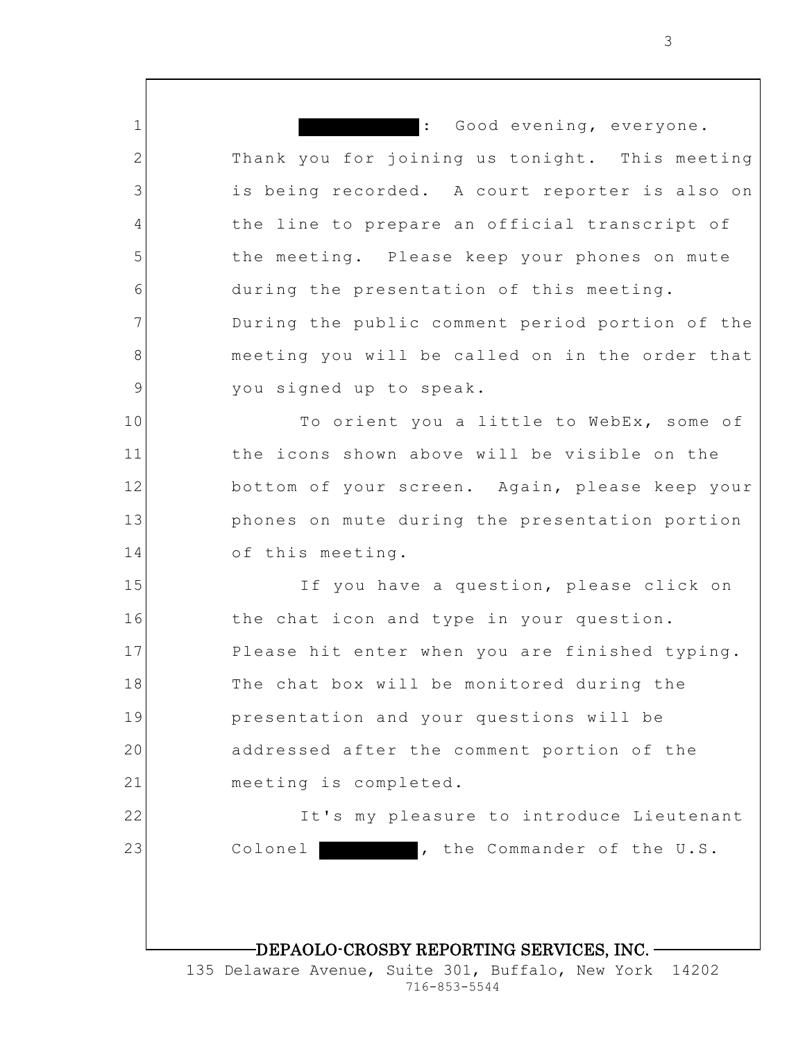[REDACTED]: Good evening, everyone. Thank you for joining us tonight. This meeting is being recorded. A court reporter is also on the line to prepare an official transcript of the meeting. Please keep your phones on mute during the presentation of this meeting. During the public comment period portion of the meeting you will be called on in the order that you signed up to speak.

To orient you a little to WebEx, some of the icons shown above will be visible on the bottom of your screen. Again, please keep your phones on mute during the presentation portion of this meeting.

If you have a question, please click on the chat icon and type in your question. Please hit enter when you are finished typing. The chat box will be monitored during the presentation and your questions will be addressed after the comment portion of the meeting is completed.

It's my pleasure to introduce Lieutenant Colonel [REDACTED], the Commander of the U.S.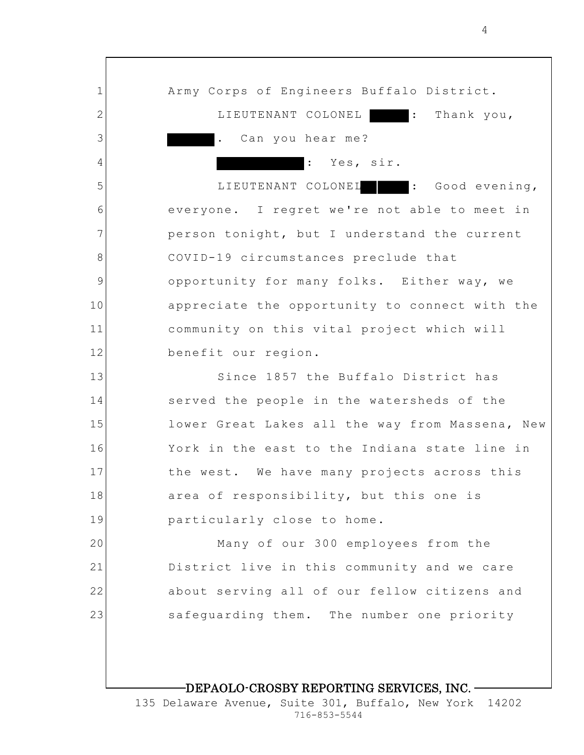1 Army Corps of Engineers Buffalo District.

2 LIEUTENANT COLONEL ██████: Thank you,

3 ██████. Can you hear me?

4 ██████████: Yes, sir.

5 LIEUTENANT COLONEL ██ ████: Good evening,

6 everyone. I regret we're not able to meet in

7 person tonight, but I understand the current

8 COVID-19 circumstances preclude that

9 opportunity for many folks. Either way, we

10 appreciate the opportunity to connect with the

11 community on this vital project which will

12 benefit our region.

13 Since 1857 the Buffalo District has

14 served the people in the watersheds of the

15 lower Great Lakes all the way from Massena, New

16 York in the east to the Indiana state line in

17 the west. We have many projects across this

18 area of responsibility, but this one is

19 particularly close to home.

20 Many of our 300 employees from the

21 District live in this community and we care

22 about serving all of our fellow citizens and

23 safeguarding them. The number one priority

DEPAOLO-CROSBY REPORTING SERVICES, INC.
135 Delaware Avenue, Suite 301, Buffalo, New York 14202
716-853-5544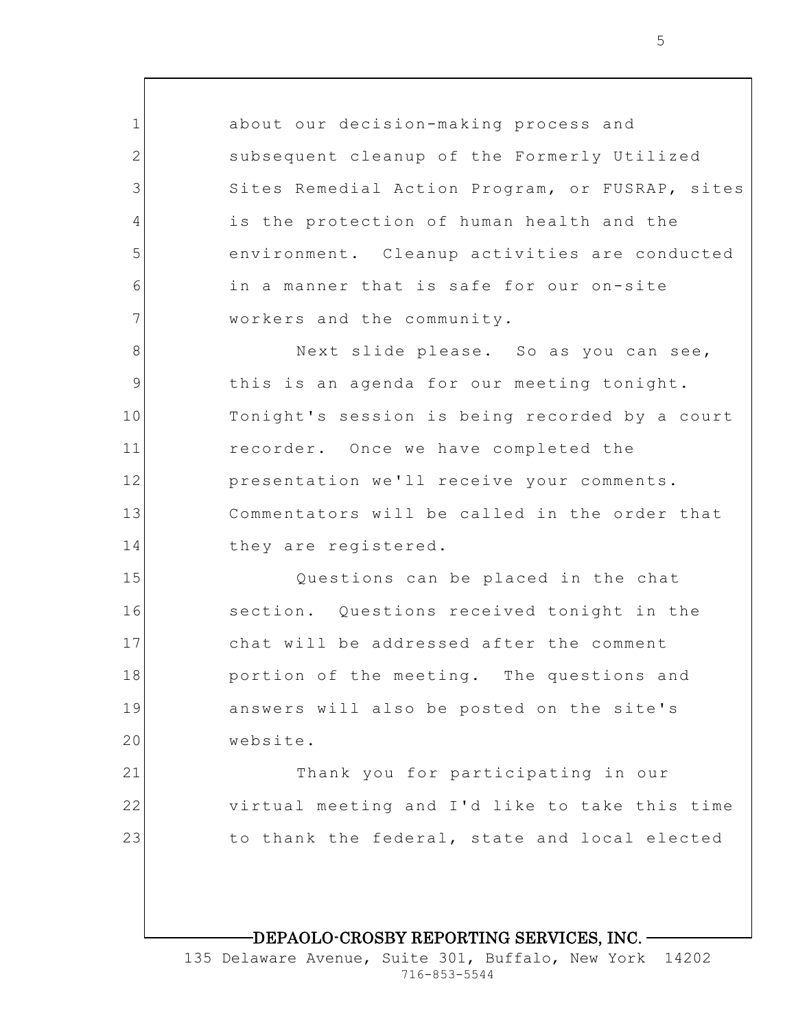about our decision-making process and subsequent cleanup of the Formerly Utilized Sites Remedial Action Program, or FUSRAP, sites is the protection of human health and the environment. Cleanup activities are conducted in a manner that is safe for our on-site workers and the community.

Next slide please. So as you can see, this is an agenda for our meeting tonight. Tonight's session is being recorded by a court recorder. Once we have completed the presentation we'll receive your comments. Commentators will be called in the order that they are registered.

Questions can be placed in the chat section. Questions received tonight in the chat will be addressed after the comment portion of the meeting. The questions and answers will also be posted on the site's website.

Thank you for participating in our virtual meeting and I'd like to take this time to thank the federal, state and local elected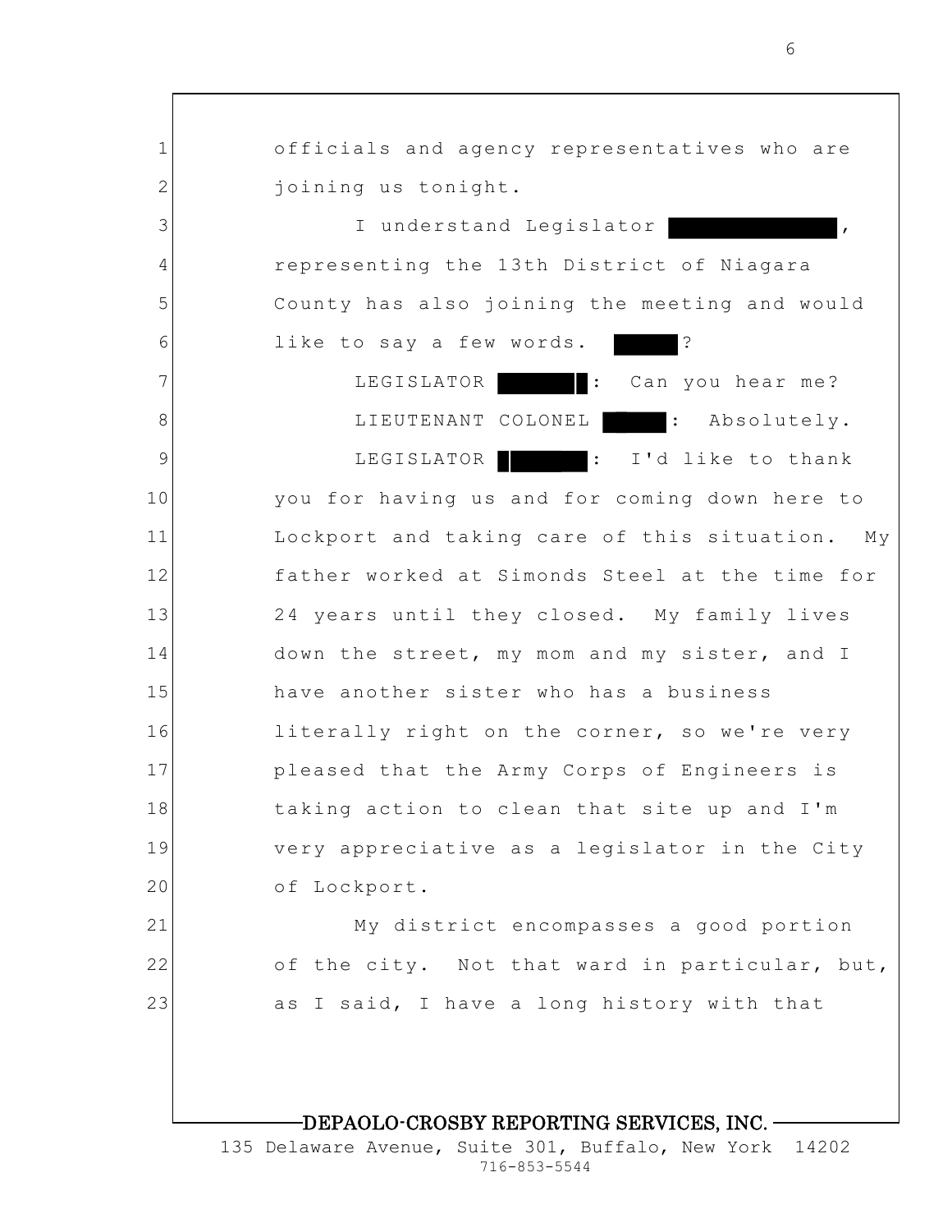officials and agency representatives who are joining us tonight.

I understand Legislator ████████, representing the 13th District of Niagara County has also joining the meeting and would like to say a few words. ████?

LEGISLATOR ████: Can you hear me?

LIEUTENANT COLONEL ████: Absolutely.

LEGISLATOR ████: I'd like to thank you for having us and for coming down here to Lockport and taking care of this situation. My father worked at Simonds Steel at the time for 24 years until they closed. My family lives down the street, my mom and my sister, and I have another sister who has a business literally right on the corner, so we're very pleased that the Army Corps of Engineers is taking action to clean that site up and I'm very appreciative as a legislator in the City of Lockport.

My district encompasses a good portion of the city. Not that ward in particular, but, as I said, I have a long history with that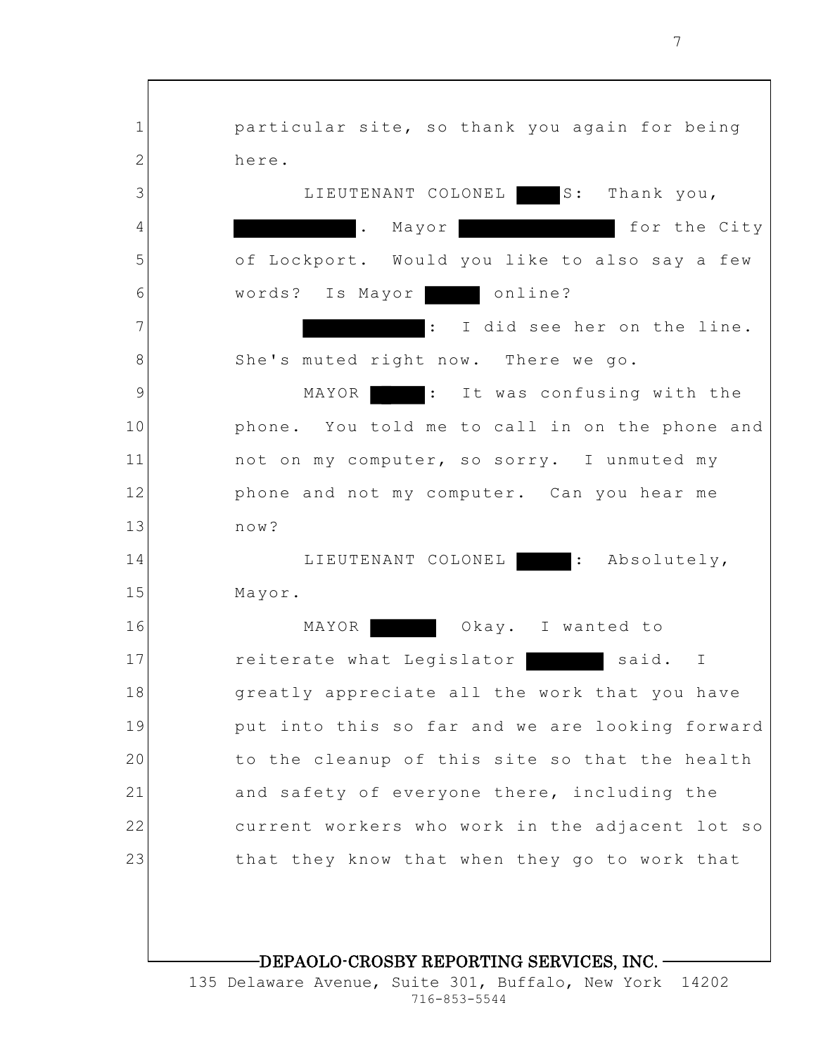particular site, so thank you again for being here.

LIEUTENANT COLONEL [REDACTED]S: Thank you, [REDACTED]. Mayor [REDACTED] for the City of Lockport. Would you like to also say a few words? Is Mayor [REDACTED] online?

[REDACTED]: I did see her on the line. She's muted right now. There we go.

MAYOR [REDACTED]: It was confusing with the phone. You told me to call in on the phone and not on my computer, so sorry. I unmuted my phone and not my computer. Can you hear me now?

LIEUTENANT COLONEL [REDACTED]: Absolutely, Mayor.

MAYOR [REDACTED] Okay. I wanted to reiterate what Legislator [REDACTED] said. I greatly appreciate all the work that you have put into this so far and we are looking forward to the cleanup of this site so that the health and safety of everyone there, including the current workers who work in the adjacent lot so that they know that when they go to work that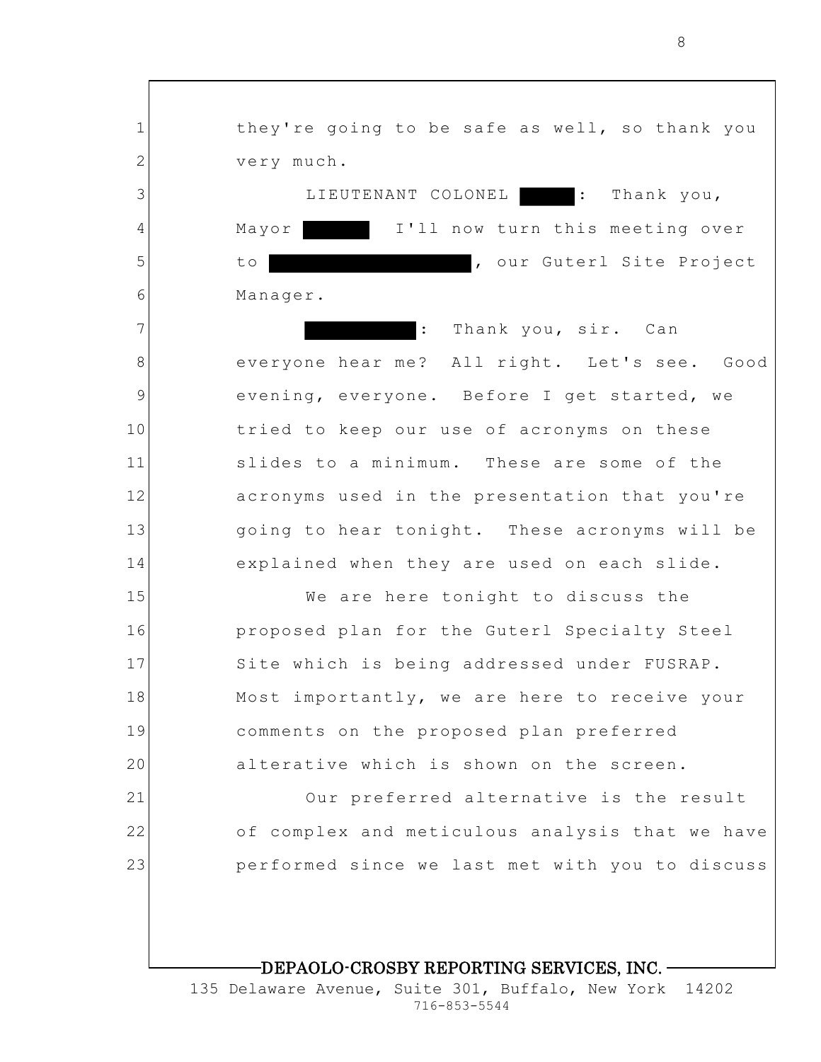they're going to be safe as well, so thank you very much.

LIEUTENANT COLONEL ████: Thank you, Mayor ████. I'll now turn this meeting over to ████████████, our Guterl Site Project Manager.

████████: Thank you, sir. Can everyone hear me? All right. Let's see. Good evening, everyone. Before I get started, we tried to keep our use of acronyms on these slides to a minimum. These are some of the acronyms used in the presentation that you're going to hear tonight. These acronyms will be explained when they are used on each slide.

We are here tonight to discuss the proposed plan for the Guterl Specialty Steel Site which is being addressed under FUSRAP. Most importantly, we are here to receive your comments on the proposed plan preferred alterative which is shown on the screen.

Our preferred alternative is the result of complex and meticulous analysis that we have performed since we last met with you to discuss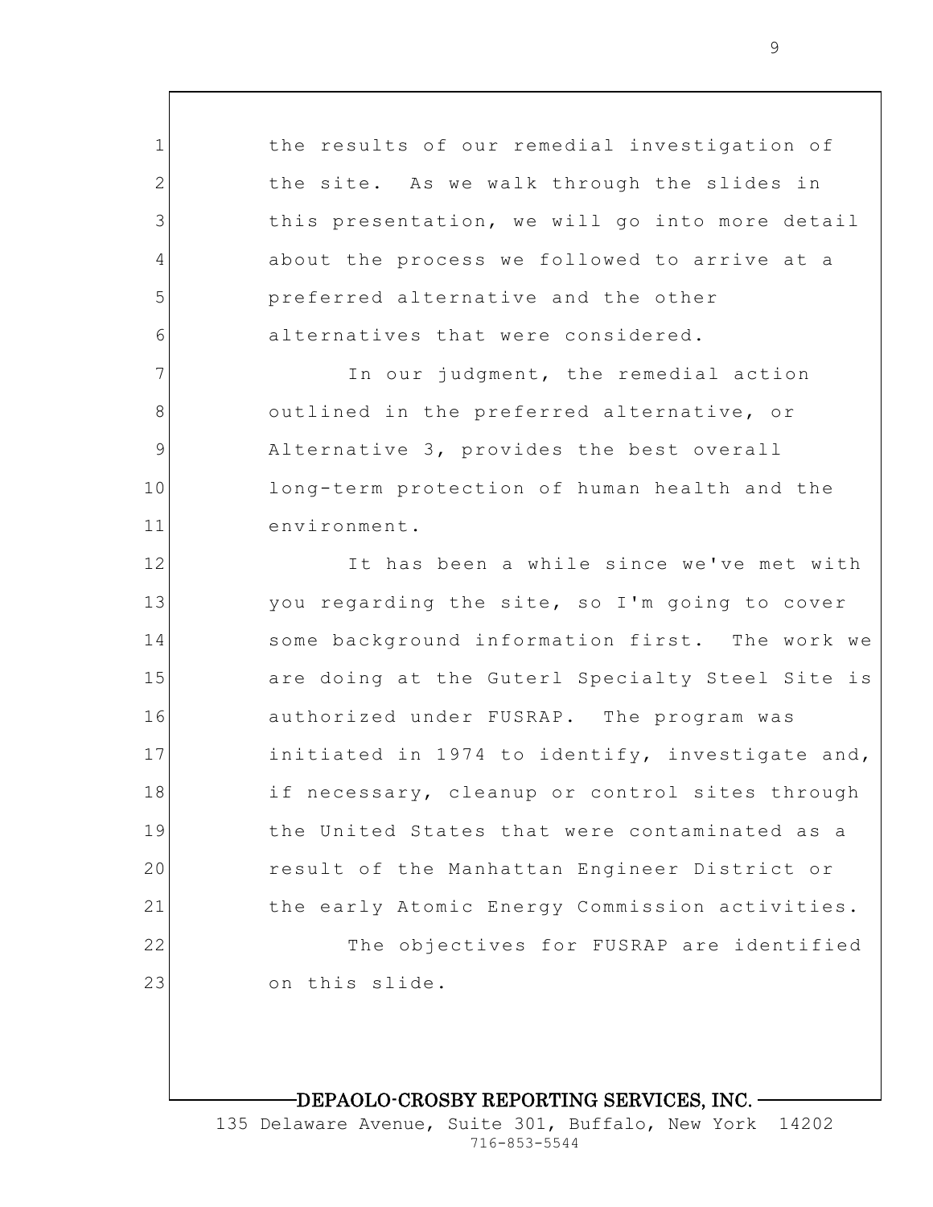the results of our remedial investigation of the site. As we walk through the slides in this presentation, we will go into more detail about the process we followed to arrive at a preferred alternative and the other alternatives that were considered.

In our judgment, the remedial action outlined in the preferred alternative, or Alternative 3, provides the best overall long-term protection of human health and the environment.

It has been a while since we've met with you regarding the site, so I'm going to cover some background information first. The work we are doing at the Guterl Specialty Steel Site is authorized under FUSRAP. The program was initiated in 1974 to identify, investigate and, if necessary, cleanup or control sites through the United States that were contaminated as a result of the Manhattan Engineer District or the early Atomic Energy Commission activities.

The objectives for FUSRAP are identified on this slide.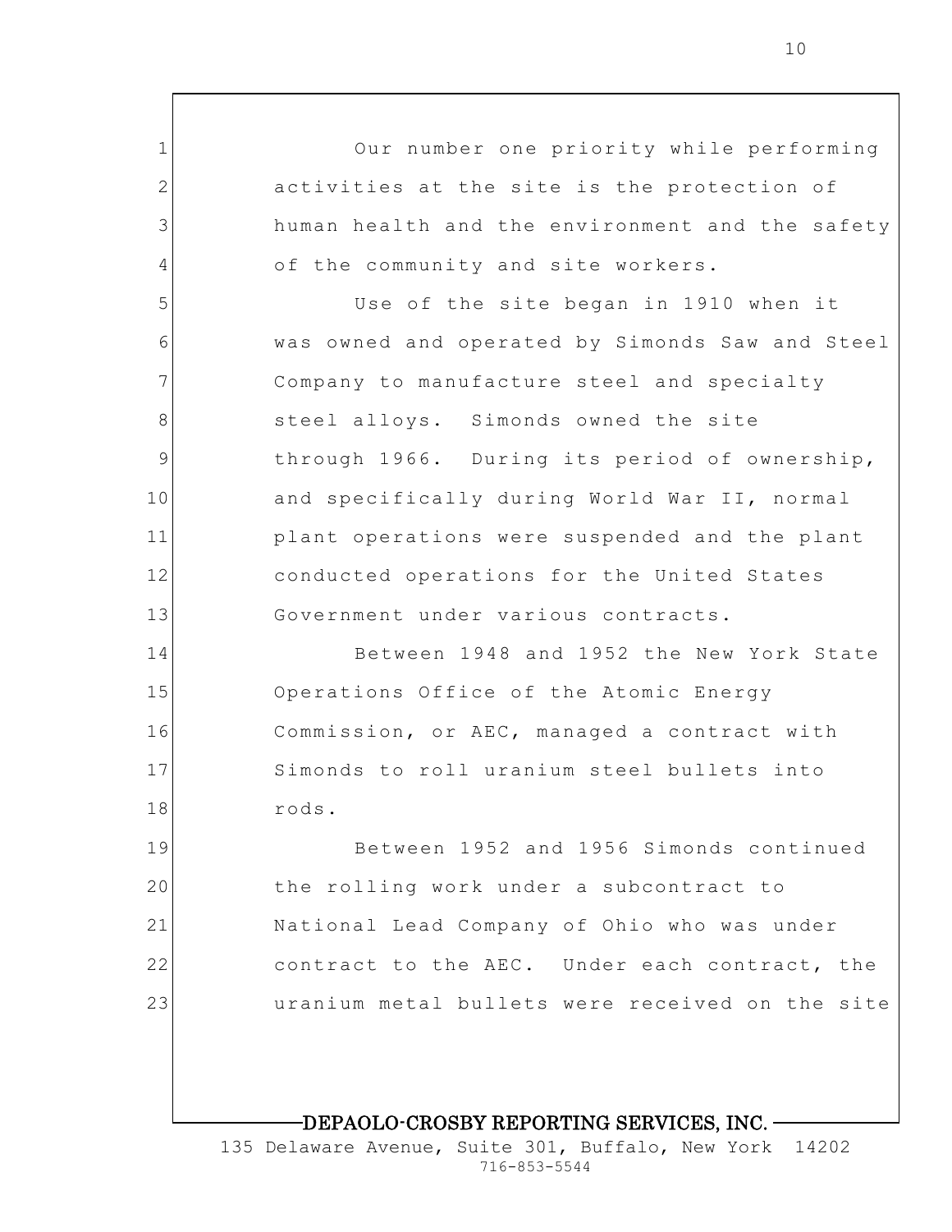Our number one priority while performing activities at the site is the protection of human health and the environment and the safety of the community and site workers.

Use of the site began in 1910 when it was owned and operated by Simonds Saw and Steel Company to manufacture steel and specialty steel alloys. Simonds owned the site through 1966. During its period of ownership, and specifically during World War II, normal plant operations were suspended and the plant conducted operations for the United States Government under various contracts.

Between 1948 and 1952 the New York State Operations Office of the Atomic Energy Commission, or AEC, managed a contract with Simonds to roll uranium steel bullets into rods.

Between 1952 and 1956 Simonds continued the rolling work under a subcontract to National Lead Company of Ohio who was under contract to the AEC. Under each contract, the uranium metal bullets were received on the site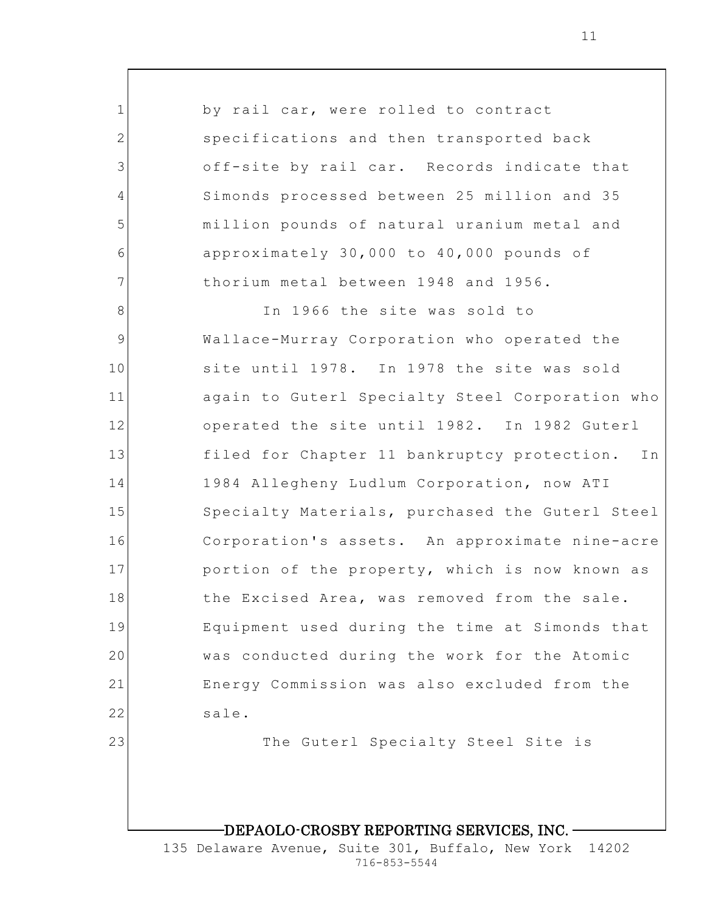by rail car, were rolled to contract specifications and then transported back off-site by rail car. Records indicate that Simonds processed between 25 million and 35 million pounds of natural uranium metal and approximately 30,000 to 40,000 pounds of thorium metal between 1948 and 1956.

In 1966 the site was sold to Wallace-Murray Corporation who operated the site until 1978. In 1978 the site was sold again to Guterl Specialty Steel Corporation who operated the site until 1982. In 1982 Guterl filed for Chapter 11 bankruptcy protection. In 1984 Allegheny Ludlum Corporation, now ATI Specialty Materials, purchased the Guterl Steel Corporation's assets. An approximate nine-acre portion of the property, which is now known as the Excised Area, was removed from the sale. Equipment used during the time at Simonds that was conducted during the work for the Atomic Energy Commission was also excluded from the sale.

The Guterl Specialty Steel Site is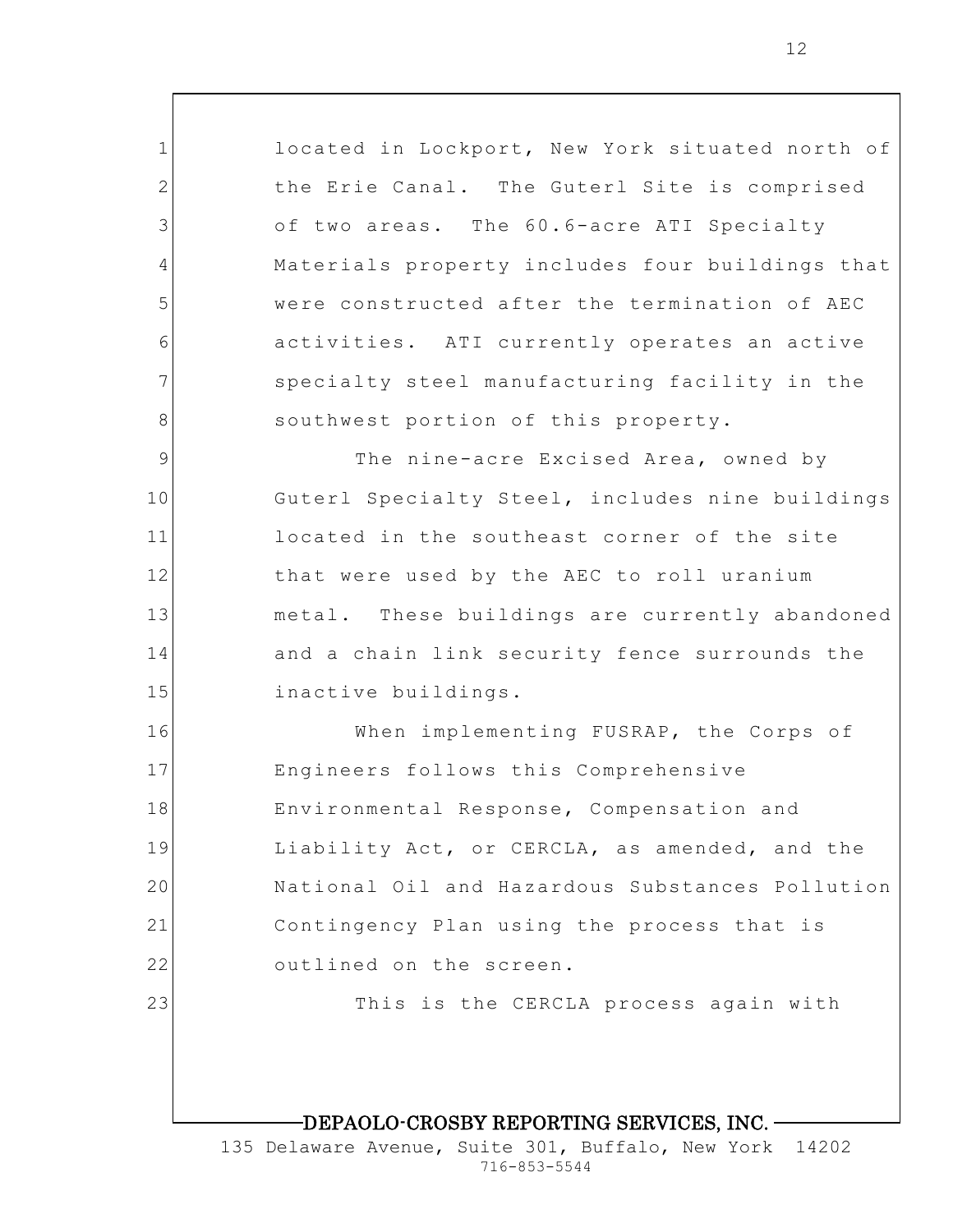located in Lockport, New York situated north of the Erie Canal. The Guterl Site is comprised of two areas. The 60.6-acre ATI Specialty Materials property includes four buildings that were constructed after the termination of AEC activities. ATI currently operates an active specialty steel manufacturing facility in the southwest portion of this property.

The nine-acre Excised Area, owned by Guterl Specialty Steel, includes nine buildings located in the southeast corner of the site that were used by the AEC to roll uranium metal. These buildings are currently abandoned and a chain link security fence surrounds the inactive buildings.

When implementing FUSRAP, the Corps of Engineers follows this Comprehensive Environmental Response, Compensation and Liability Act, or CERCLA, as amended, and the National Oil and Hazardous Substances Pollution Contingency Plan using the process that is outlined on the screen.

This is the CERCLA process again with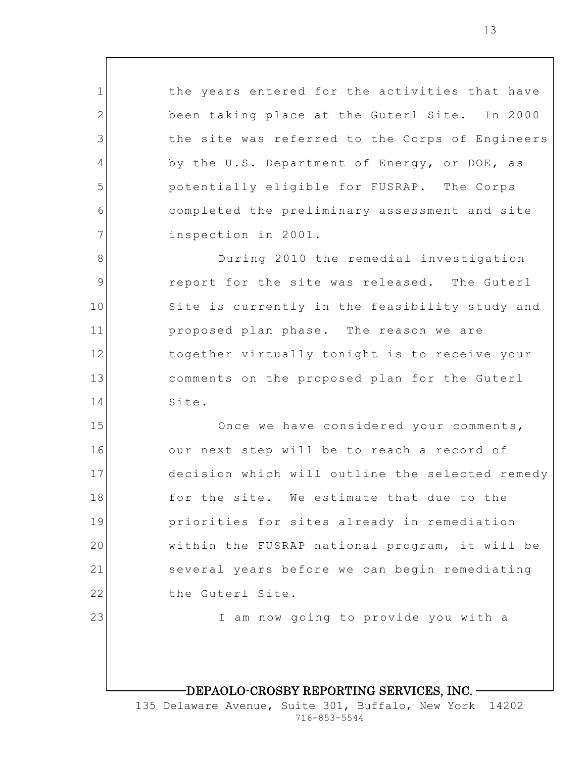the years entered for the activities that have been taking place at the Guterl Site. In 2000 the site was referred to the Corps of Engineers by the U.S. Department of Energy, or DOE, as potentially eligible for FUSRAP. The Corps completed the preliminary assessment and site inspection in 2001.

During 2010 the remedial investigation report for the site was released. The Guterl Site is currently in the feasibility study and proposed plan phase. The reason we are together virtually tonight is to receive your comments on the proposed plan for the Guterl Site.

Once we have considered your comments, our next step will be to reach a record of decision which will outline the selected remedy for the site. We estimate that due to the priorities for sites already in remediation within the FUSRAP national program, it will be several years before we can begin remediating the Guterl Site.

I am now going to provide you with a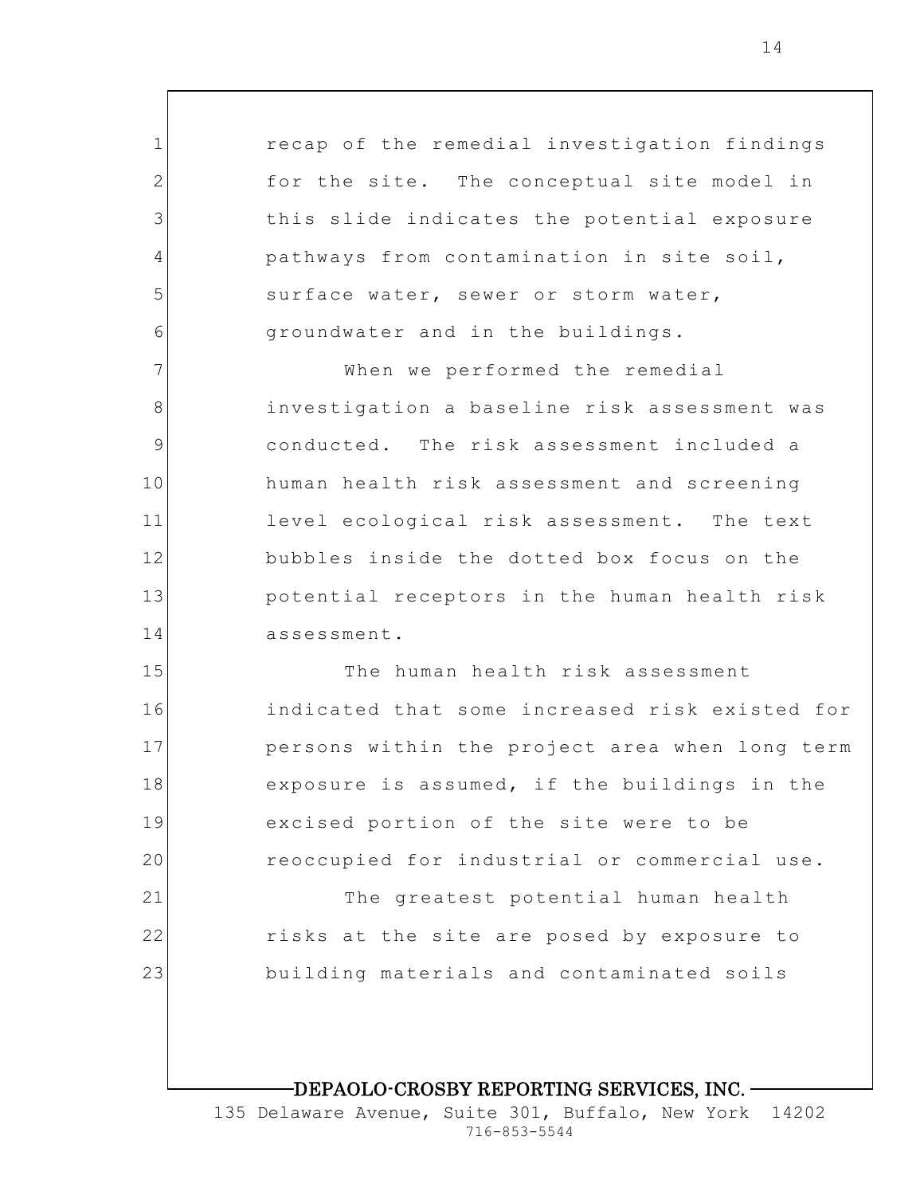recap of the remedial investigation findings for the site. The conceptual site model in this slide indicates the potential exposure pathways from contamination in site soil, surface water, sewer or storm water, groundwater and in the buildings.

When we performed the remedial investigation a baseline risk assessment was conducted. The risk assessment included a human health risk assessment and screening level ecological risk assessment. The text bubbles inside the dotted box focus on the potential receptors in the human health risk assessment.

The human health risk assessment indicated that some increased risk existed for persons within the project area when long term exposure is assumed, if the buildings in the excised portion of the site were to be reoccupied for industrial or commercial use.

The greatest potential human health risks at the site are posed by exposure to building materials and contaminated soils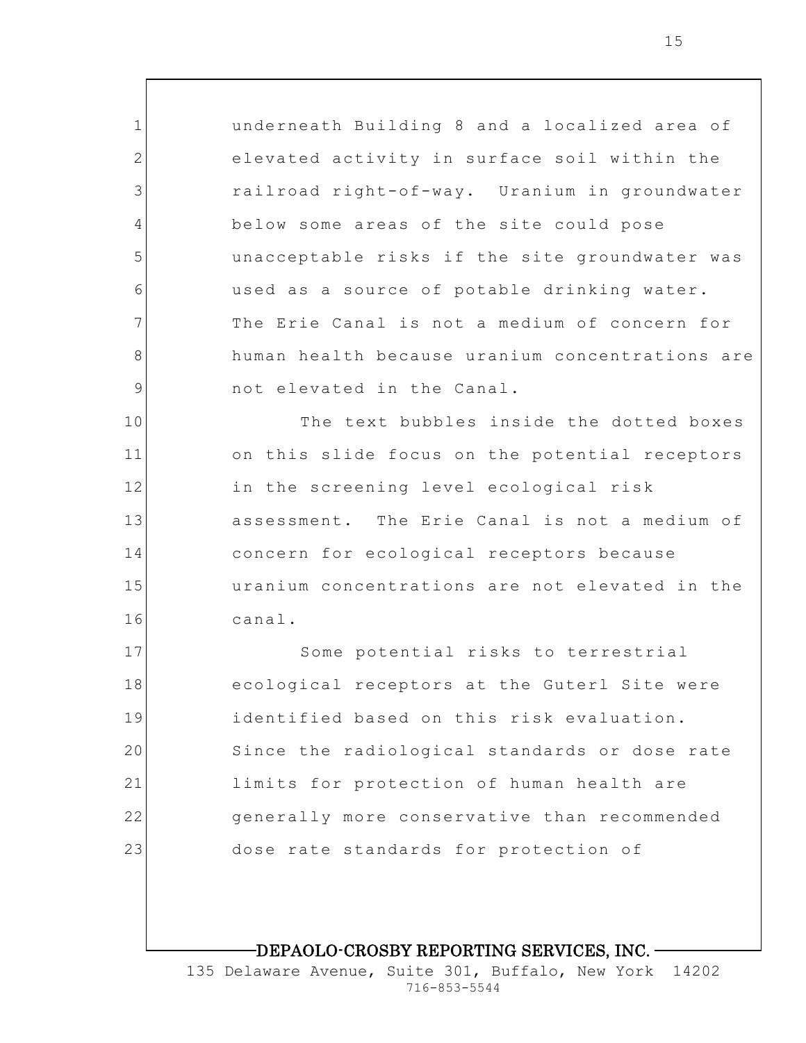underneath Building 8 and a localized area of elevated activity in surface soil within the railroad right-of-way. Uranium in groundwater below some areas of the site could pose unacceptable risks if the site groundwater was used as a source of potable drinking water. The Erie Canal is not a medium of concern for human health because uranium concentrations are not elevated in the Canal.

The text bubbles inside the dotted boxes on this slide focus on the potential receptors in the screening level ecological risk assessment. The Erie Canal is not a medium of concern for ecological receptors because uranium concentrations are not elevated in the canal.

Some potential risks to terrestrial ecological receptors at the Guterl Site were identified based on this risk evaluation. Since the radiological standards or dose rate limits for protection of human health are generally more conservative than recommended dose rate standards for protection of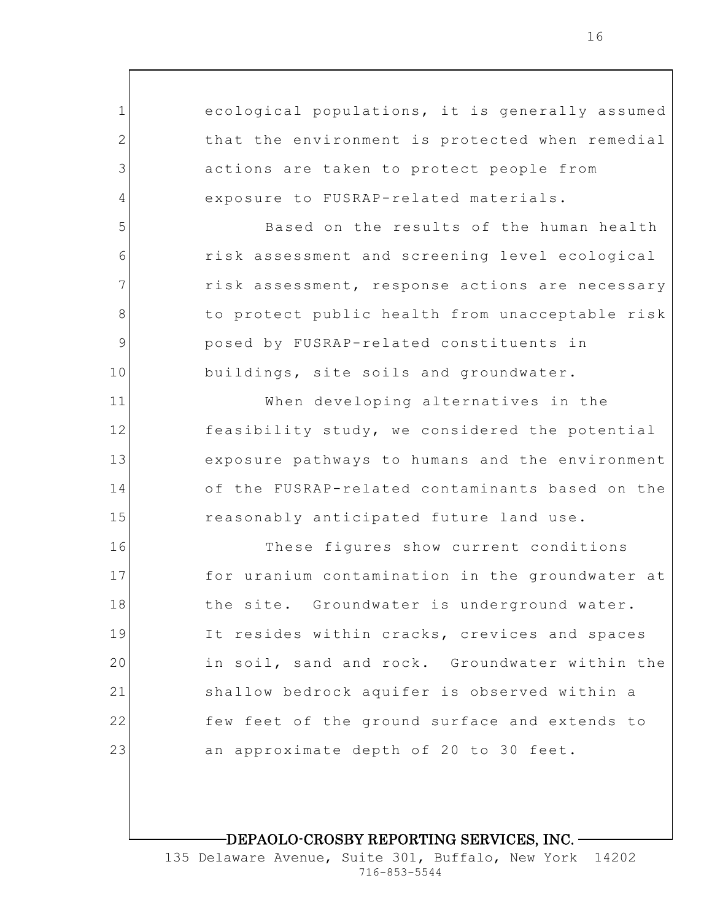ecological populations, it is generally assumed that the environment is protected when remedial actions are taken to protect people from exposure to FUSRAP-related materials.

Based on the results of the human health risk assessment and screening level ecological risk assessment, response actions are necessary to protect public health from unacceptable risk posed by FUSRAP-related constituents in buildings, site soils and groundwater.

When developing alternatives in the feasibility study, we considered the potential exposure pathways to humans and the environment of the FUSRAP-related contaminants based on the reasonably anticipated future land use.

These figures show current conditions for uranium contamination in the groundwater at the site. Groundwater is underground water. It resides within cracks, crevices and spaces in soil, sand and rock. Groundwater within the shallow bedrock aquifer is observed within a few feet of the ground surface and extends to an approximate depth of 20 to 30 feet.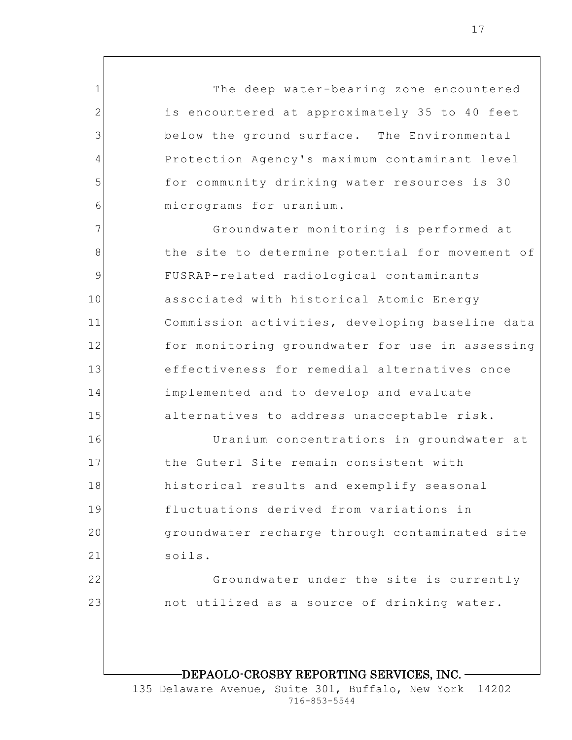The deep water-bearing zone encountered is encountered at approximately 35 to 40 feet below the ground surface. The Environmental Protection Agency's maximum contaminant level for community drinking water resources is 30 micrograms for uranium.

Groundwater monitoring is performed at the site to determine potential for movement of FUSRAP-related radiological contaminants associated with historical Atomic Energy Commission activities, developing baseline data for monitoring groundwater for use in assessing effectiveness for remedial alternatives once implemented and to develop and evaluate alternatives to address unacceptable risk.

Uranium concentrations in groundwater at the Guterl Site remain consistent with historical results and exemplify seasonal fluctuations derived from variations in groundwater recharge through contaminated site soils.

Groundwater under the site is currently not utilized as a source of drinking water.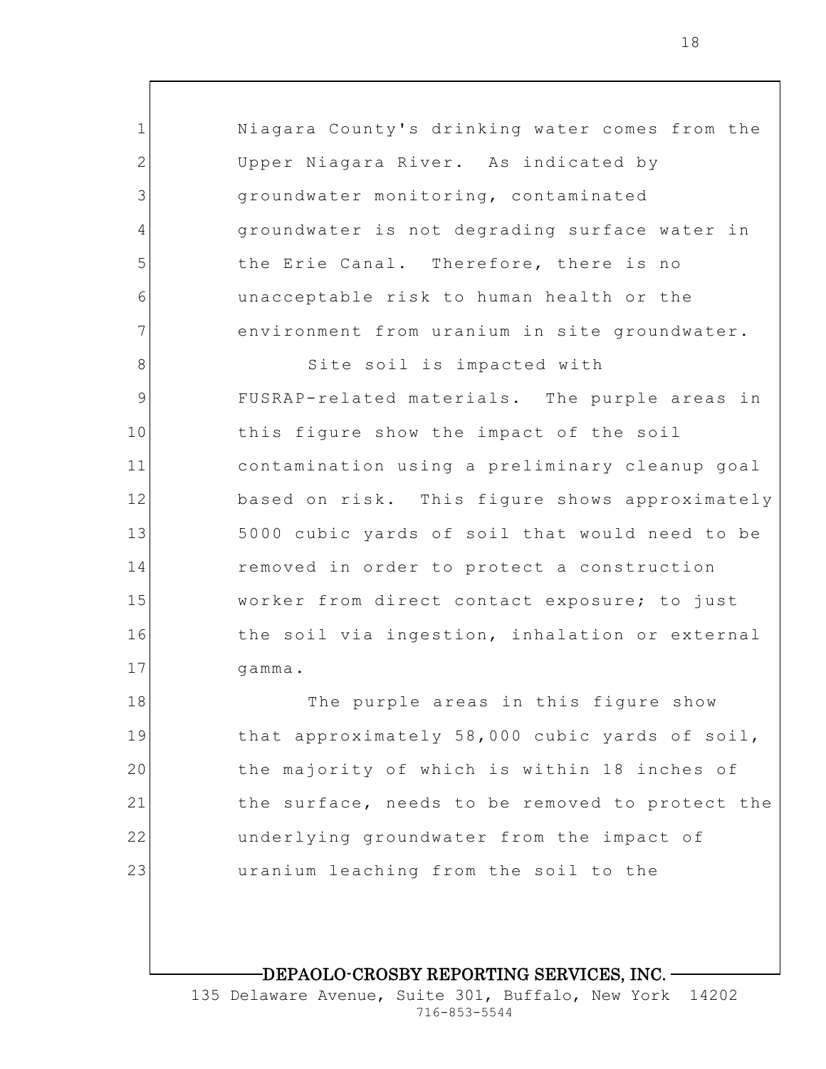Niagara County's drinking water comes from the Upper Niagara River. As indicated by groundwater monitoring, contaminated groundwater is not degrading surface water in the Erie Canal. Therefore, there is no unacceptable risk to human health or the environment from uranium in site groundwater.

Site soil is impacted with FUSRAP-related materials. The purple areas in this figure show the impact of the soil contamination using a preliminary cleanup goal based on risk. This figure shows approximately 5000 cubic yards of soil that would need to be removed in order to protect a construction worker from direct contact exposure; to just the soil via ingestion, inhalation or external gamma.

The purple areas in this figure show that approximately 58,000 cubic yards of soil, the majority of which is within 18 inches of the surface, needs to be removed to protect the underlying groundwater from the impact of uranium leaching from the soil to the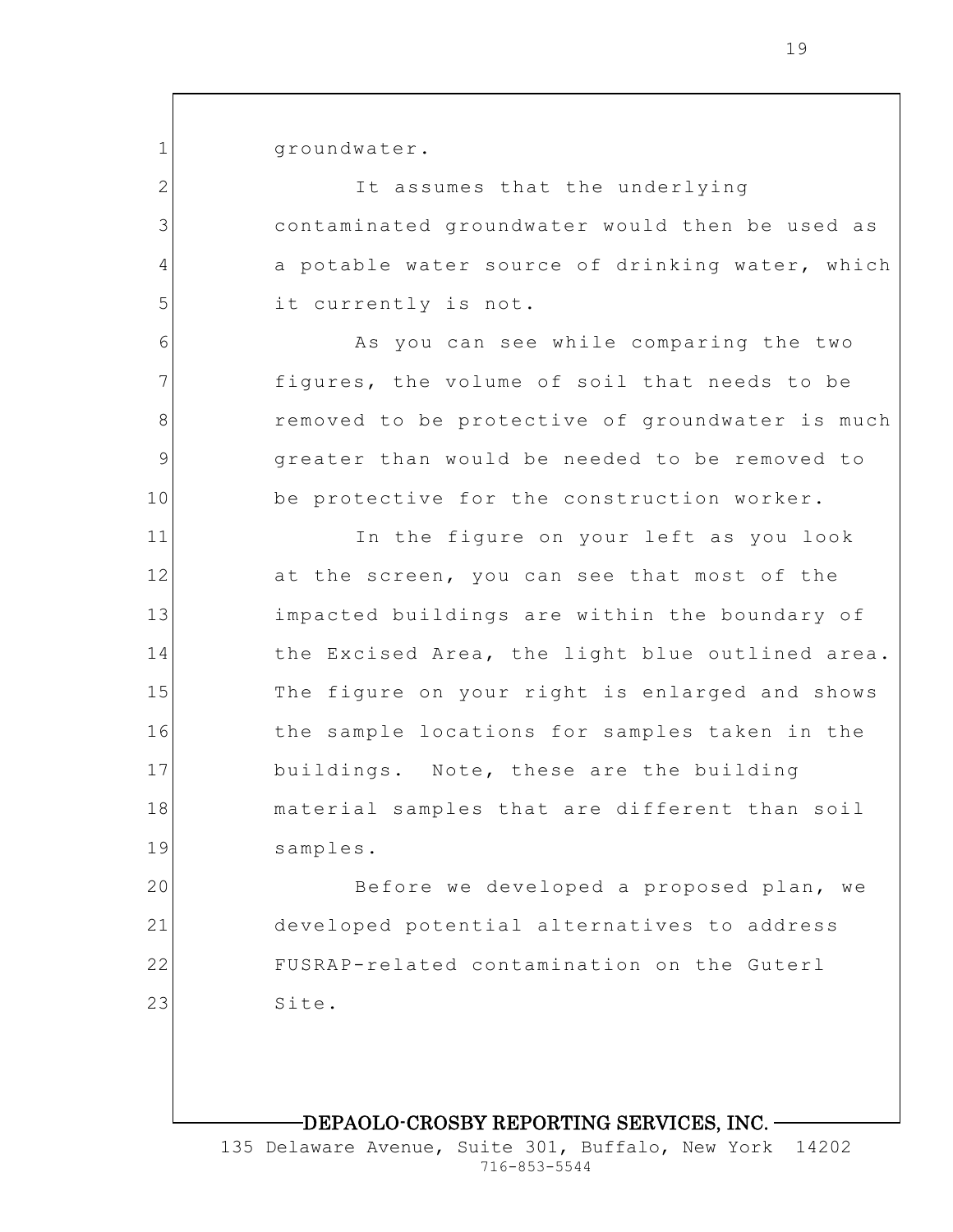groundwater.

It assumes that the underlying contaminated groundwater would then be used as a potable water source of drinking water, which it currently is not.

As you can see while comparing the two figures, the volume of soil that needs to be removed to be protective of groundwater is much greater than would be needed to be removed to be protective for the construction worker.

In the figure on your left as you look at the screen, you can see that most of the impacted buildings are within the boundary of the Excised Area, the light blue outlined area. The figure on your right is enlarged and shows the sample locations for samples taken in the buildings. Note, these are the building material samples that are different than soil samples.

Before we developed a proposed plan, we developed potential alternatives to address FUSRAP-related contamination on the Guterl Site.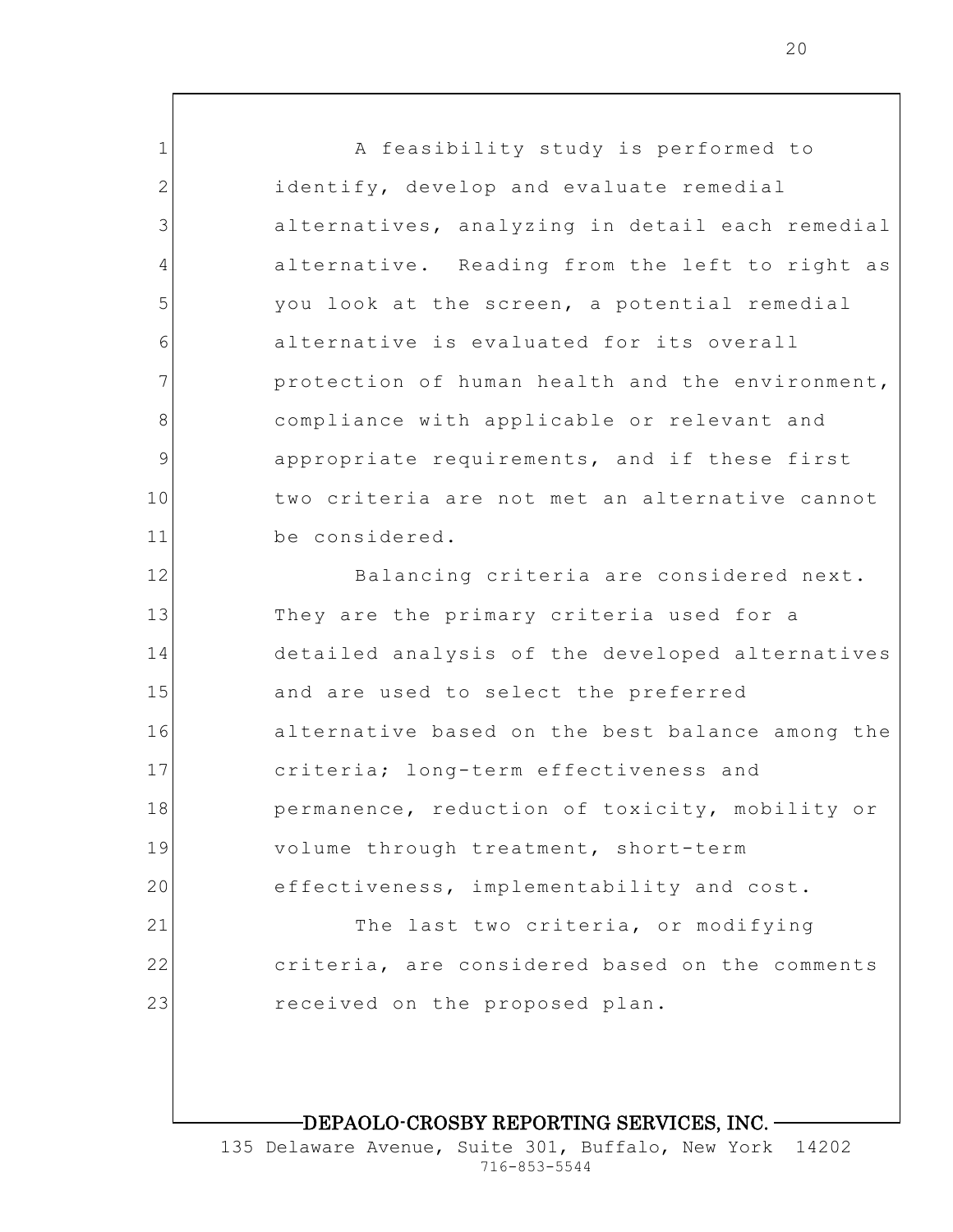A feasibility study is performed to identify, develop and evaluate remedial alternatives, analyzing in detail each remedial alternative. Reading from the left to right as you look at the screen, a potential remedial alternative is evaluated for its overall protection of human health and the environment, compliance with applicable or relevant and appropriate requirements, and if these first two criteria are not met an alternative cannot be considered.

Balancing criteria are considered next. They are the primary criteria used for a detailed analysis of the developed alternatives and are used to select the preferred alternative based on the best balance among the criteria; long-term effectiveness and permanence, reduction of toxicity, mobility or volume through treatment, short-term effectiveness, implementability and cost.

The last two criteria, or modifying criteria, are considered based on the comments received on the proposed plan.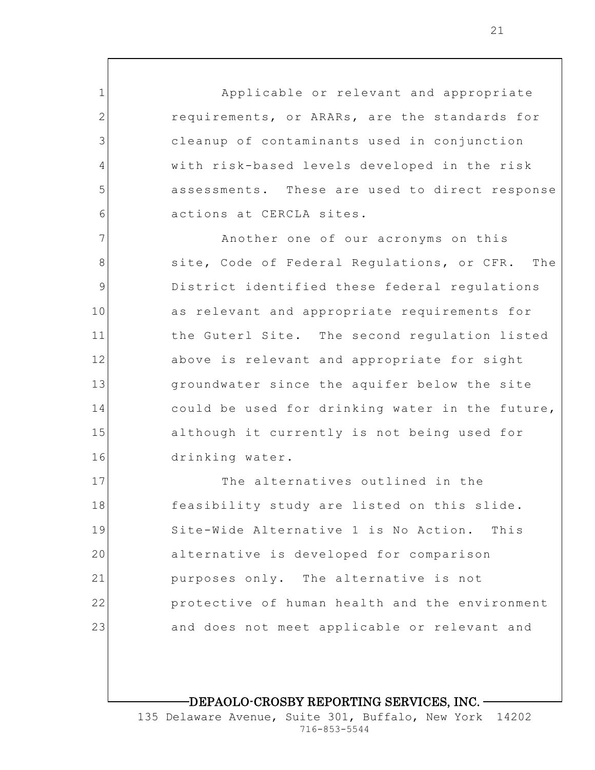Applicable or relevant and appropriate requirements, or ARARs, are the standards for cleanup of contaminants used in conjunction with risk-based levels developed in the risk assessments. These are used to direct response actions at CERCLA sites.

Another one of our acronyms on this site, Code of Federal Regulations, or CFR. The District identified these federal regulations as relevant and appropriate requirements for the Guterl Site. The second regulation listed above is relevant and appropriate for sight groundwater since the aquifer below the site could be used for drinking water in the future, although it currently is not being used for drinking water.

The alternatives outlined in the feasibility study are listed on this slide. Site-Wide Alternative 1 is No Action. This alternative is developed for comparison purposes only. The alternative is not protective of human health and the environment and does not meet applicable or relevant and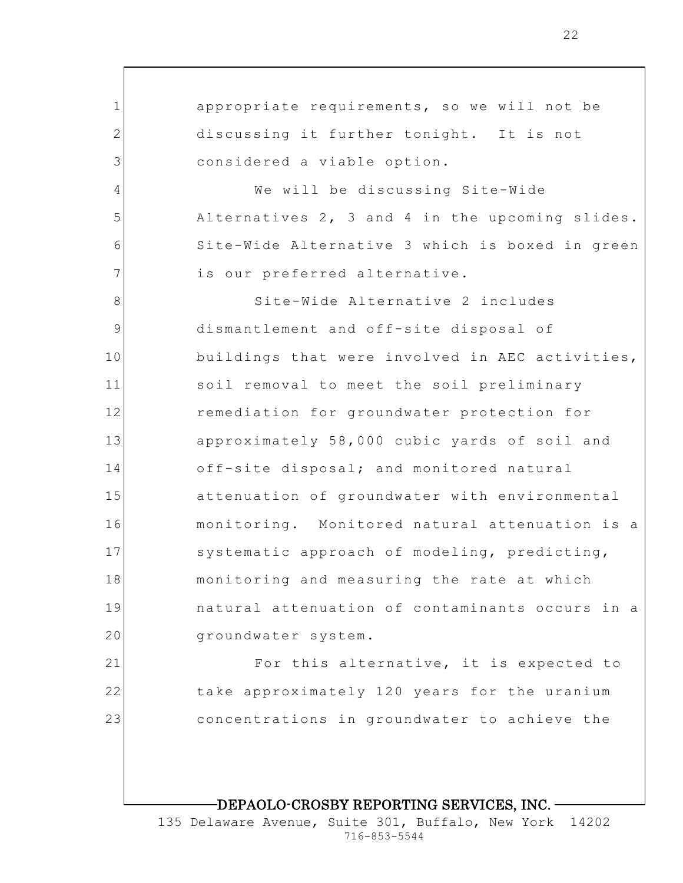appropriate requirements, so we will not be discussing it further tonight. It is not considered a viable option.

We will be discussing Site-Wide Alternatives 2, 3 and 4 in the upcoming slides. Site-Wide Alternative 3 which is boxed in green is our preferred alternative.

Site-Wide Alternative 2 includes dismantlement and off-site disposal of buildings that were involved in AEC activities, soil removal to meet the soil preliminary remediation for groundwater protection for approximately 58,000 cubic yards of soil and off-site disposal; and monitored natural attenuation of groundwater with environmental monitoring. Monitored natural attenuation is a systematic approach of modeling, predicting, monitoring and measuring the rate at which natural attenuation of contaminants occurs in a groundwater system.

For this alternative, it is expected to take approximately 120 years for the uranium concentrations in groundwater to achieve the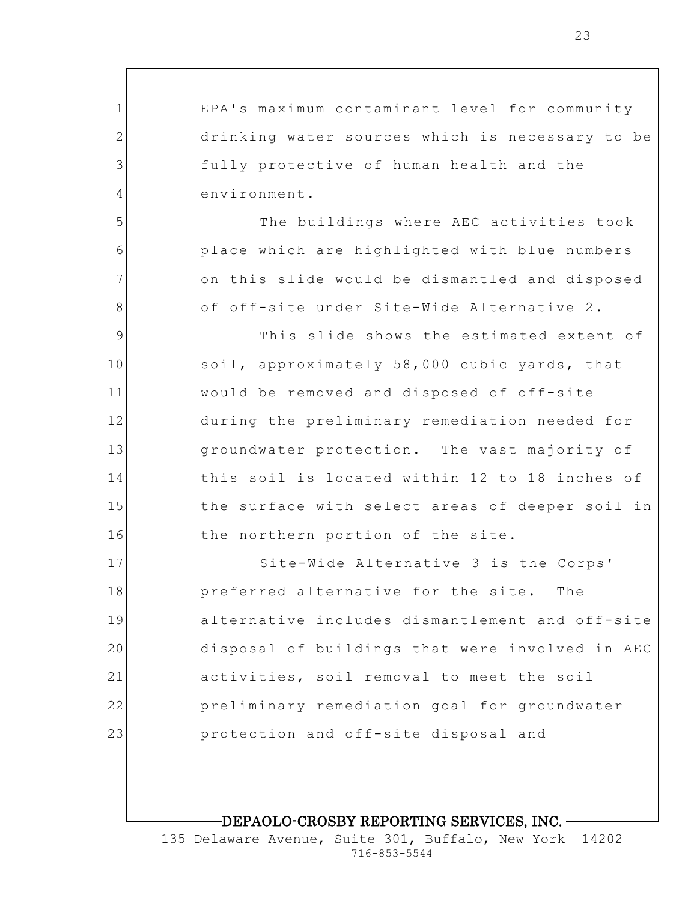EPA's maximum contaminant level for community drinking water sources which is necessary to be fully protective of human health and the environment.

The buildings where AEC activities took place which are highlighted with blue numbers on this slide would be dismantled and disposed of off-site under Site-Wide Alternative 2.

This slide shows the estimated extent of soil, approximately 58,000 cubic yards, that would be removed and disposed of off-site during the preliminary remediation needed for groundwater protection. The vast majority of this soil is located within 12 to 18 inches of the surface with select areas of deeper soil in the northern portion of the site.

Site-Wide Alternative 3 is the Corps' preferred alternative for the site. The alternative includes dismantlement and off-site disposal of buildings that were involved in AEC activities, soil removal to meet the soil preliminary remediation goal for groundwater protection and off-site disposal and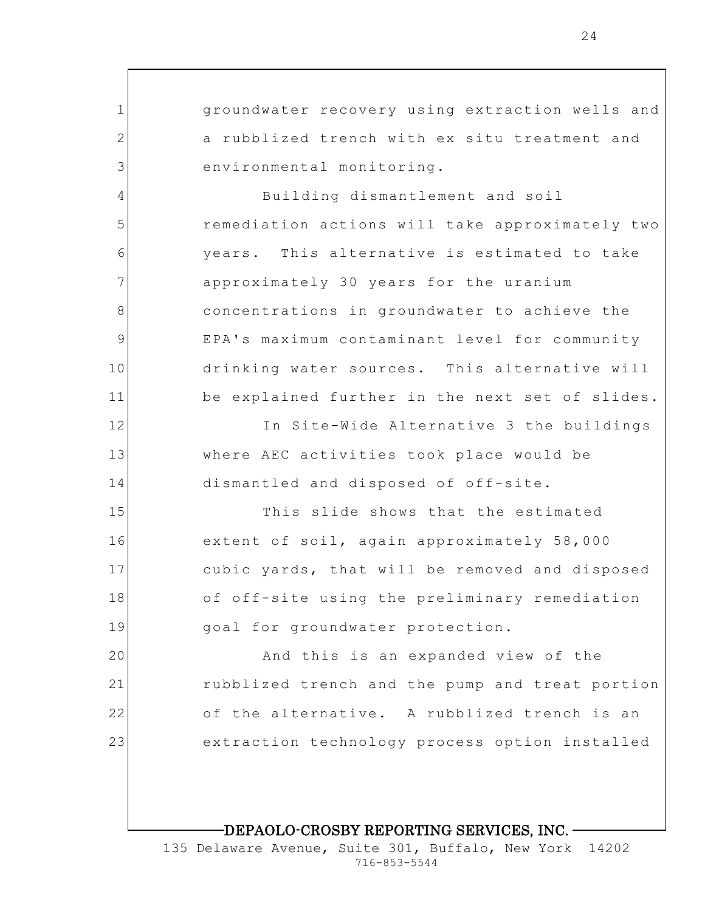groundwater recovery using extraction wells and a rubblized trench with ex situ treatment and environmental monitoring.

Building dismantlement and soil remediation actions will take approximately two years. This alternative is estimated to take approximately 30 years for the uranium concentrations in groundwater to achieve the EPA's maximum contaminant level for community drinking water sources. This alternative will be explained further in the next set of slides.

In Site-Wide Alternative 3 the buildings where AEC activities took place would be dismantled and disposed of off-site.

This slide shows that the estimated extent of soil, again approximately 58,000 cubic yards, that will be removed and disposed of off-site using the preliminary remediation goal for groundwater protection.

And this is an expanded view of the rubblized trench and the pump and treat portion of the alternative. A rubblized trench is an extraction technology process option installed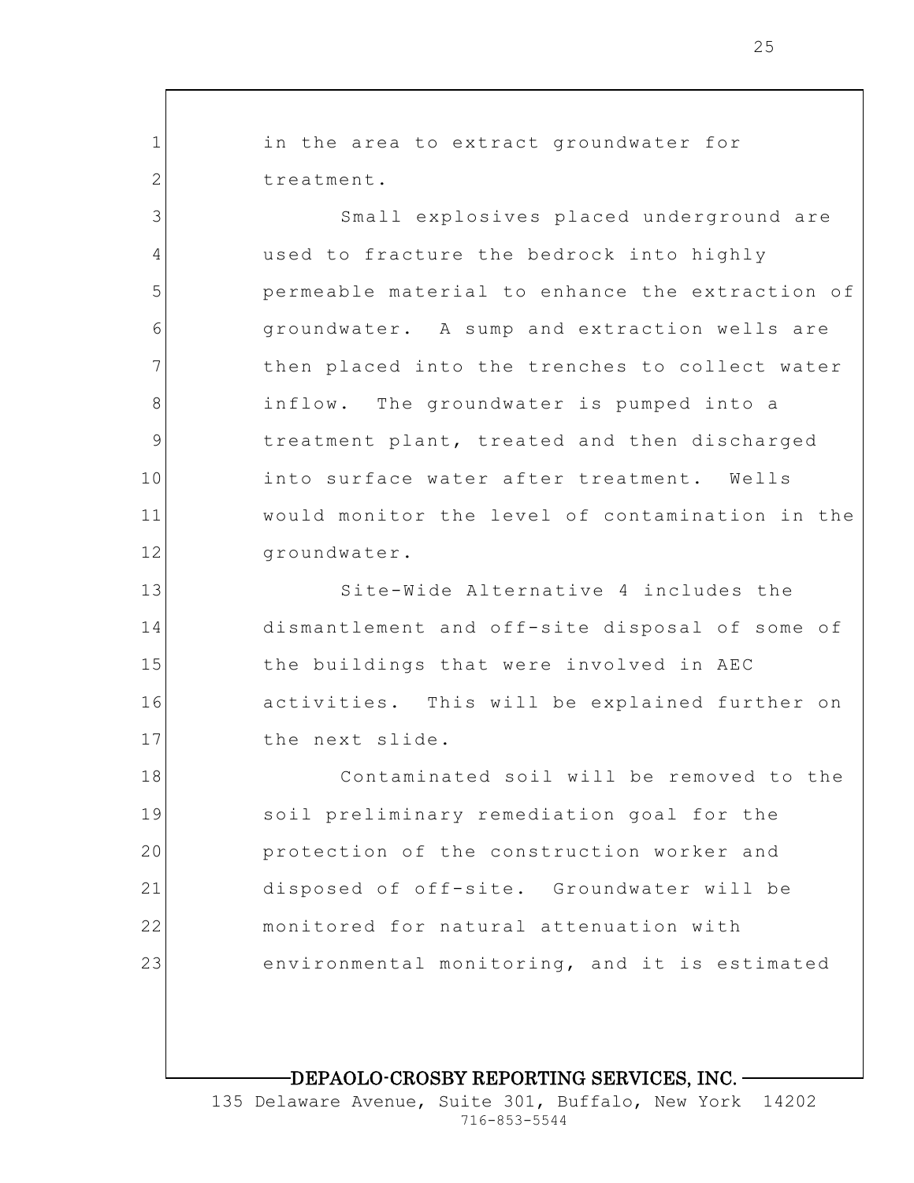in the area to extract groundwater for treatment.

Small explosives placed underground are used to fracture the bedrock into highly permeable material to enhance the extraction of groundwater. A sump and extraction wells are then placed into the trenches to collect water inflow. The groundwater is pumped into a treatment plant, treated and then discharged into surface water after treatment. Wells would monitor the level of contamination in the groundwater.

Site-Wide Alternative 4 includes the dismantlement and off-site disposal of some of the buildings that were involved in AEC activities. This will be explained further on the next slide.

Contaminated soil will be removed to the soil preliminary remediation goal for the protection of the construction worker and disposed of off-site. Groundwater will be monitored for natural attenuation with environmental monitoring, and it is estimated

DEPAOLO-CROSBY REPORTING SERVICES, INC.
135 Delaware Avenue, Suite 301, Buffalo, New York 14202
716-853-5544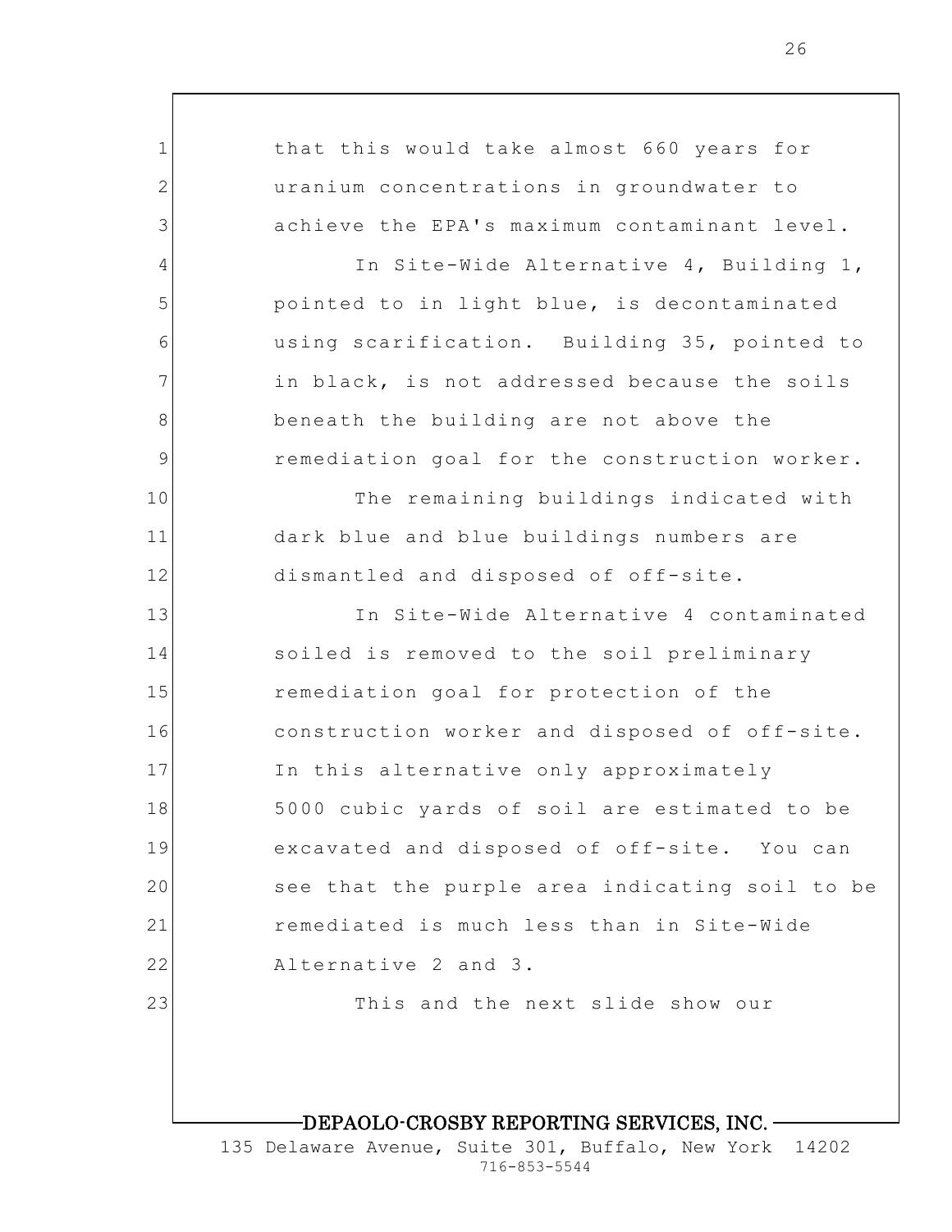that this would take almost 660 years for uranium concentrations in groundwater to achieve the EPA's maximum contaminant level.

In Site-Wide Alternative 4, Building 1, pointed to in light blue, is decontaminated using scarification. Building 35, pointed to in black, is not addressed because the soils beneath the building are not above the remediation goal for the construction worker.

The remaining buildings indicated with dark blue and blue buildings numbers are dismantled and disposed of off-site.

In Site-Wide Alternative 4 contaminated soiled is removed to the soil preliminary remediation goal for protection of the construction worker and disposed of off-site. In this alternative only approximately 5000 cubic yards of soil are estimated to be excavated and disposed of off-site. You can see that the purple area indicating soil to be remediated is much less than in Site-Wide Alternative 2 and 3.

This and the next slide show our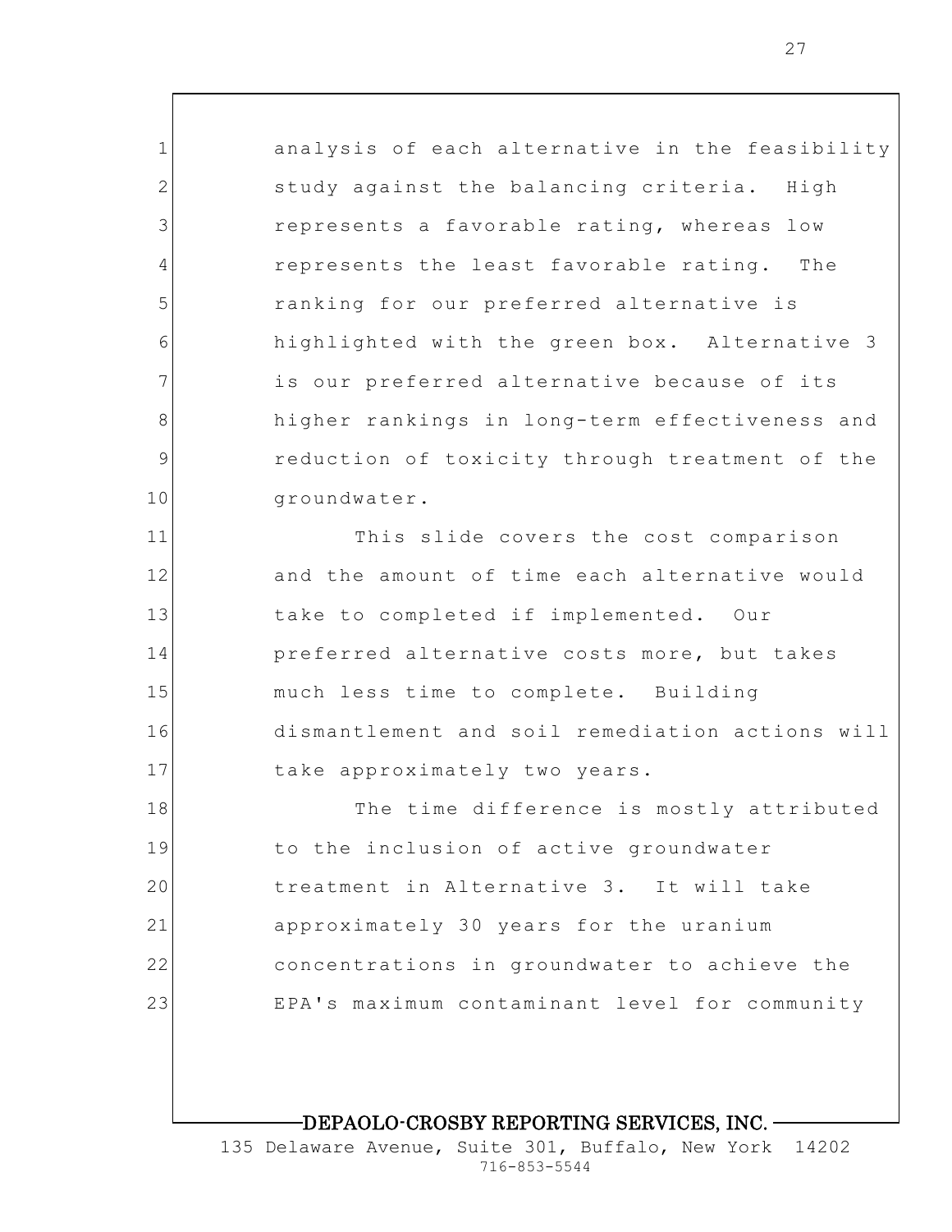analysis of each alternative in the feasibility study against the balancing criteria. High represents a favorable rating, whereas low represents the least favorable rating. The ranking for our preferred alternative is highlighted with the green box. Alternative 3 is our preferred alternative because of its higher rankings in long-term effectiveness and reduction of toxicity through treatment of the groundwater.

This slide covers the cost comparison and the amount of time each alternative would take to completed if implemented. Our preferred alternative costs more, but takes much less time to complete. Building dismantlement and soil remediation actions will take approximately two years.

The time difference is mostly attributed to the inclusion of active groundwater treatment in Alternative 3. It will take approximately 30 years for the uranium concentrations in groundwater to achieve the EPA's maximum contaminant level for community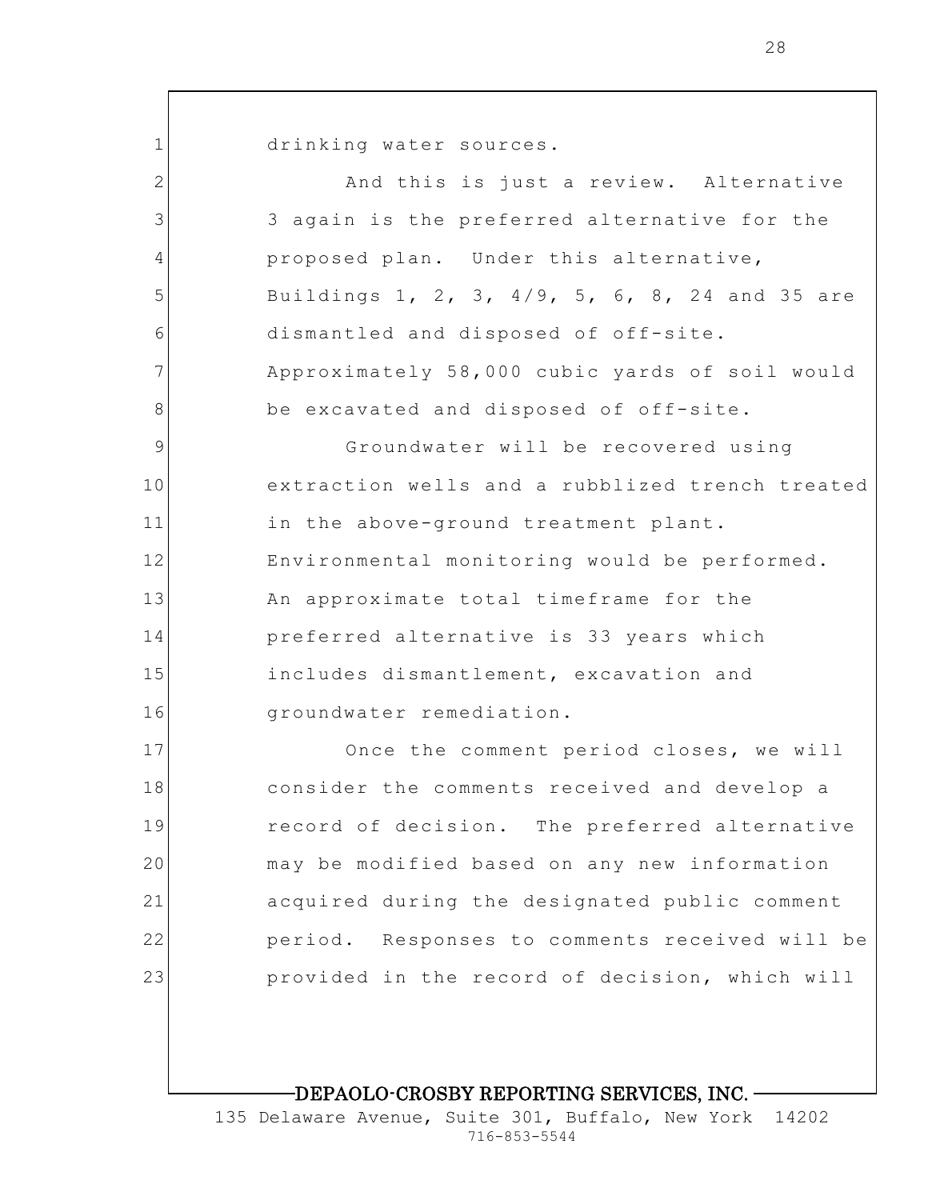drinking water sources.

And this is just a review. Alternative 3 again is the preferred alternative for the proposed plan. Under this alternative, Buildings 1, 2, 3, 4/9, 5, 6, 8, 24 and 35 are dismantled and disposed of off-site. Approximately 58,000 cubic yards of soil would be excavated and disposed of off-site.

Groundwater will be recovered using extraction wells and a rubblized trench treated in the above-ground treatment plant. Environmental monitoring would be performed. An approximate total timeframe for the preferred alternative is 33 years which includes dismantlement, excavation and groundwater remediation.

Once the comment period closes, we will consider the comments received and develop a record of decision. The preferred alternative may be modified based on any new information acquired during the designated public comment period. Responses to comments received will be provided in the record of decision, which will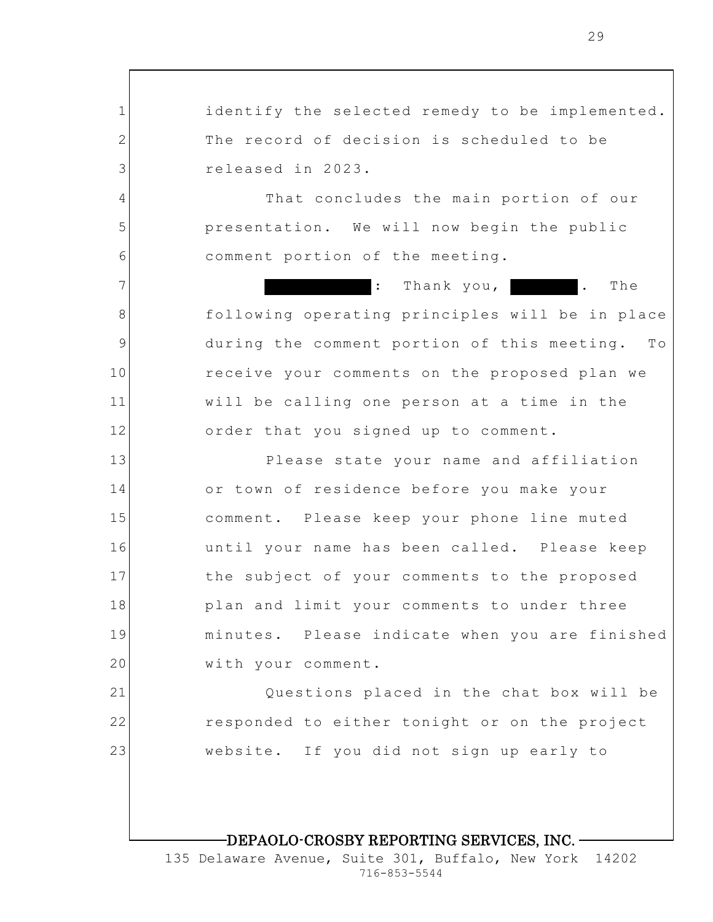identify the selected remedy to be implemented. The record of decision is scheduled to be released in 2023.

That concludes the main portion of our presentation. We will now begin the public comment portion of the meeting.

█████████: Thank you, ██████. The following operating principles will be in place during the comment portion of this meeting. To receive your comments on the proposed plan we will be calling one person at a time in the order that you signed up to comment.

Please state your name and affiliation or town of residence before you make your comment. Please keep your phone line muted until your name has been called. Please keep the subject of your comments to the proposed plan and limit your comments to under three minutes. Please indicate when you are finished with your comment.

Questions placed in the chat box will be responded to either tonight or on the project website. If you did not sign up early to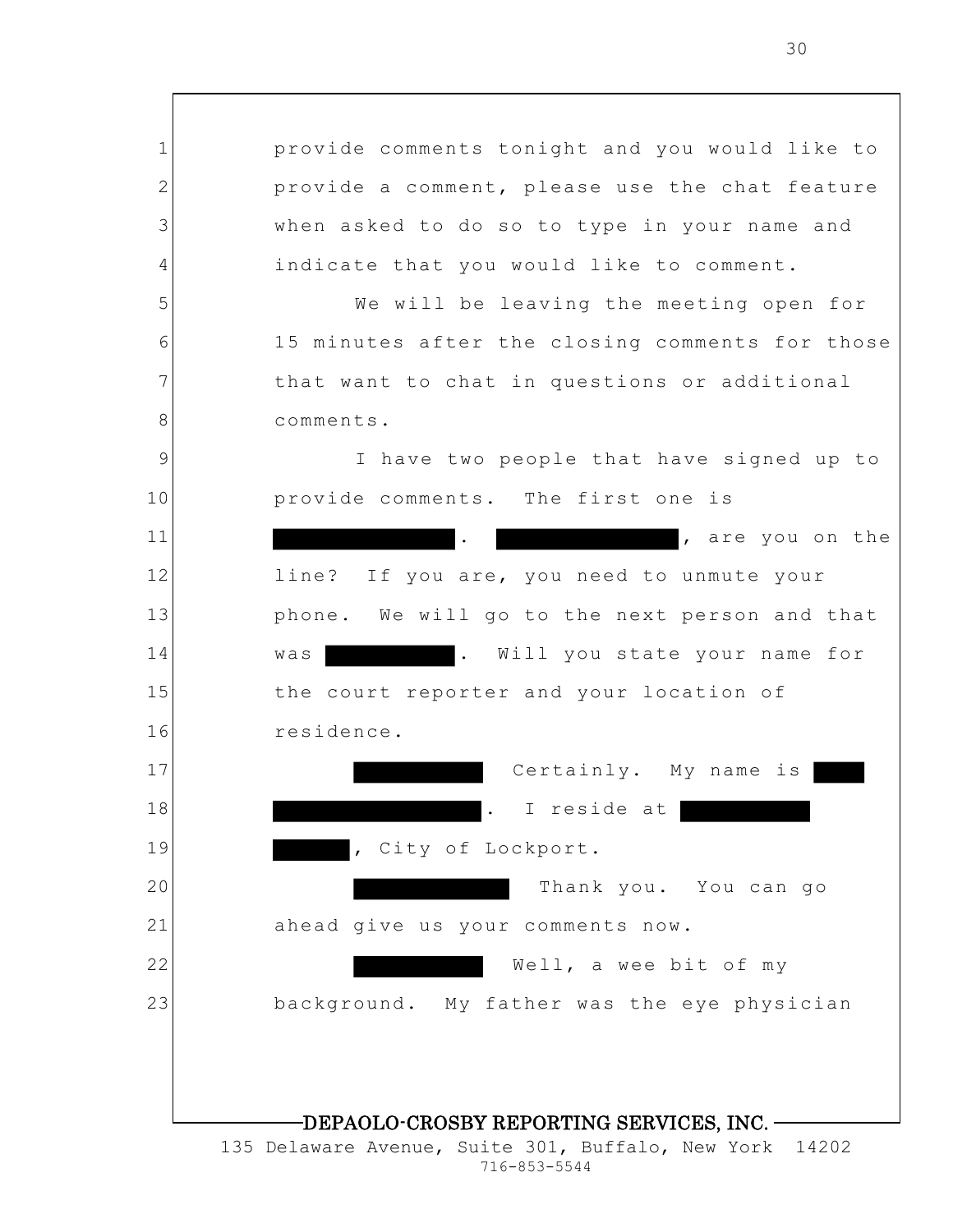provide comments tonight and you would like to provide a comment, please use the chat feature when asked to do so to type in your name and indicate that you would like to comment.

We will be leaving the meeting open for 15 minutes after the closing comments for those that want to chat in questions or additional comments.

I have two people that have signed up to provide comments. The first one is [REDACTED]. [REDACTED], are you on the line? If you are, you need to unmute your phone. We will go to the next person and that was [REDACTED]. Will you state your name for the court reporter and your location of residence.

[REDACTED] Certainly. My name is [REDACTED] [REDACTED]. I reside at [REDACTED] [REDACTED], City of Lockport.

[REDACTED] Thank you. You can go ahead give us your comments now.

[REDACTED] Well, a wee bit of my background. My father was the eye physician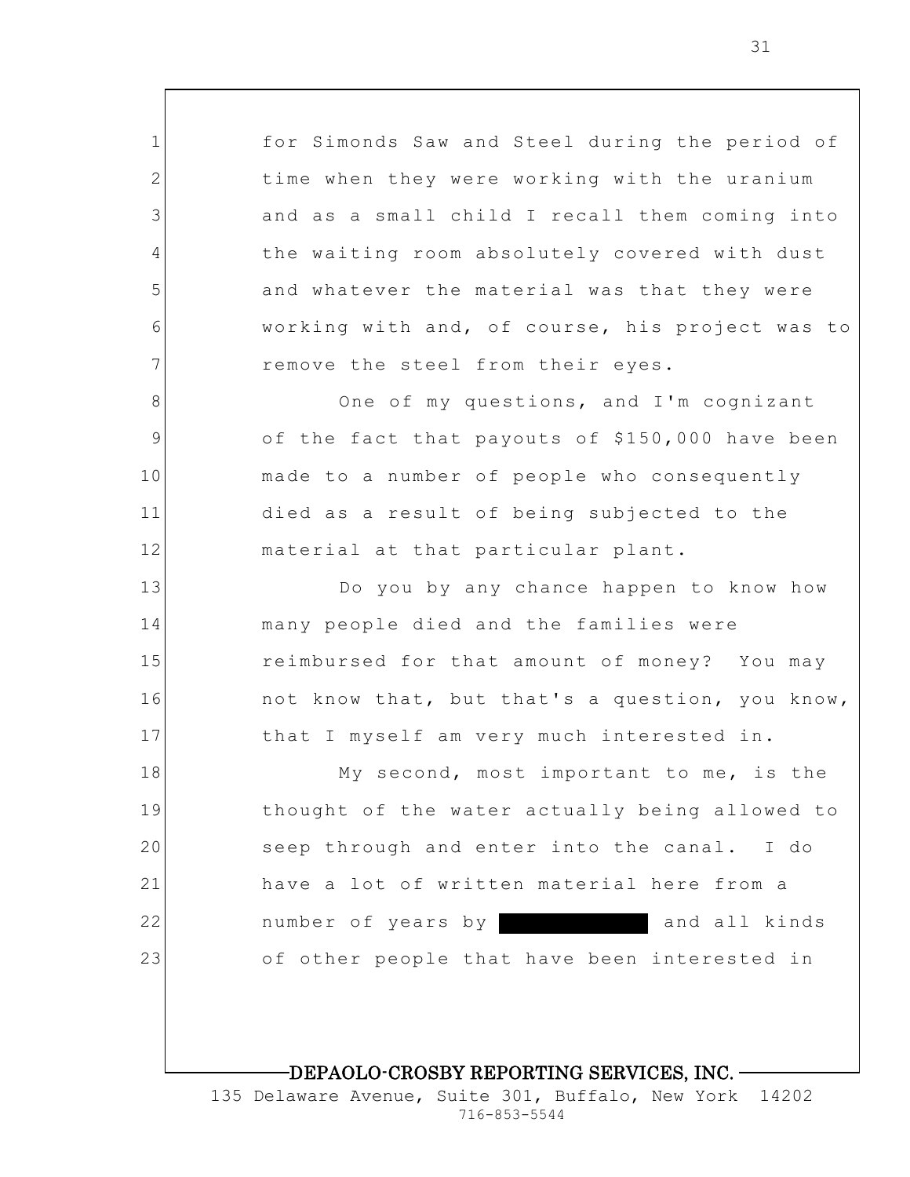for Simonds Saw and Steel during the period of time when they were working with the uranium and as a small child I recall them coming into the waiting room absolutely covered with dust and whatever the material was that they were working with and, of course, his project was to remove the steel from their eyes.

One of my questions, and I'm cognizant of the fact that payouts of $150,000 have been made to a number of people who consequently died as a result of being subjected to the material at that particular plant.

Do you by any chance happen to know how many people died and the families were reimbursed for that amount of money? You may not know that, but that's a question, you know, that I myself am very much interested in.

My second, most important to me, is the thought of the water actually being allowed to seep through and enter into the canal. I do have a lot of written material here from a number of years by ████████ and all kinds of other people that have been interested in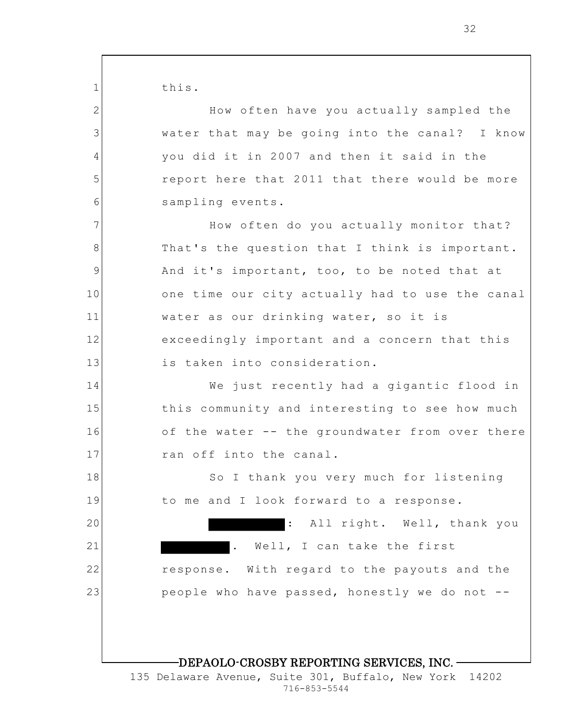this.

How often have you actually sampled the water that may be going into the canal? I know you did it in 2007 and then it said in the report here that 2011 that there would be more sampling events.

How often do you actually monitor that? That's the question that I think is important. And it's important, too, to be noted that at one time our city actually had to use the canal water as our drinking water, so it is exceedingly important and a concern that this is taken into consideration.

We just recently had a gigantic flood in this community and interesting to see how much of the water -- the groundwater from over there ran off into the canal.

So I thank you very much for listening to me and I look forward to a response.

[REDACTED]: All right. Well, thank you [REDACTED]. Well, I can take the first response. With regard to the payouts and the people who have passed, honestly we do not --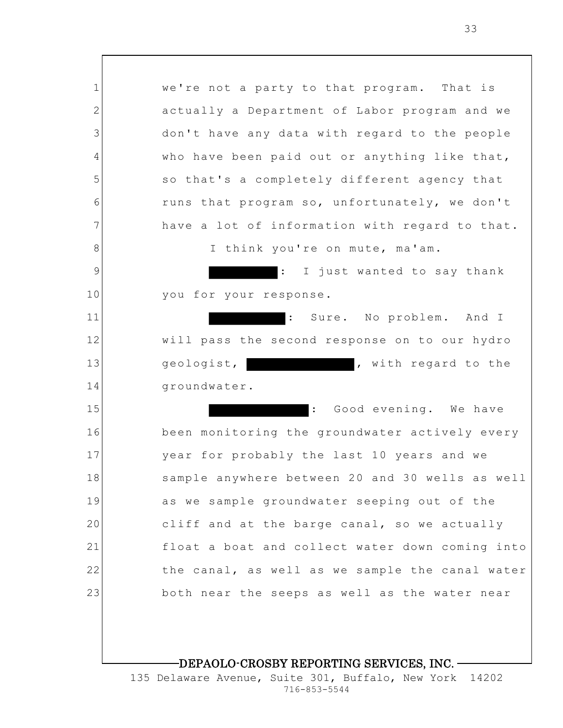we're not a party to that program. That is actually a Department of Labor program and we don't have any data with regard to the people who have been paid out or anything like that, so that's a completely different agency that runs that program so, unfortunately, we don't have a lot of information with regard to that.

I think you're on mute, ma'am.

[REDACTED]: I just wanted to say thank you for your response.

[REDACTED]: Sure. No problem. And I will pass the second response on to our hydro geologist, [REDACTED], with regard to the groundwater.

[REDACTED]: Good evening. We have been monitoring the groundwater actively every year for probably the last 10 years and we sample anywhere between 20 and 30 wells as well as we sample groundwater seeping out of the cliff and at the barge canal, so we actually float a boat and collect water down coming into the canal, as well as we sample the canal water both near the seeps as well as the water near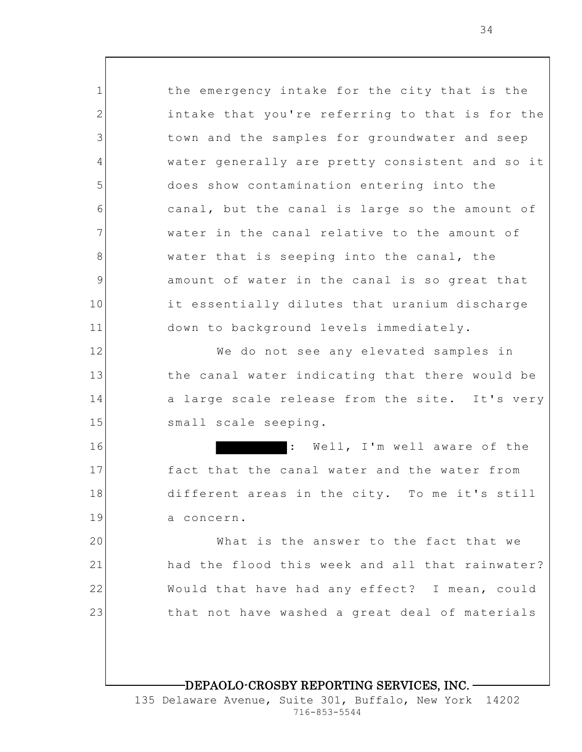the emergency intake for the city that is the intake that you're referring to that is for the town and the samples for groundwater and seep water generally are pretty consistent and so it does show contamination entering into the canal, but the canal is large so the amount of water in the canal relative to the amount of water that is seeping into the canal, the amount of water in the canal is so great that it essentially dilutes that uranium discharge down to background levels immediately.

We do not see any elevated samples in the canal water indicating that there would be a large scale release from the site. It's very small scale seeping.

█████████: Well, I'm well aware of the fact that the canal water and the water from different areas in the city. To me it's still a concern.

What is the answer to the fact that we had the flood this week and all that rainwater? Would that have had any effect? I mean, could that not have washed a great deal of materials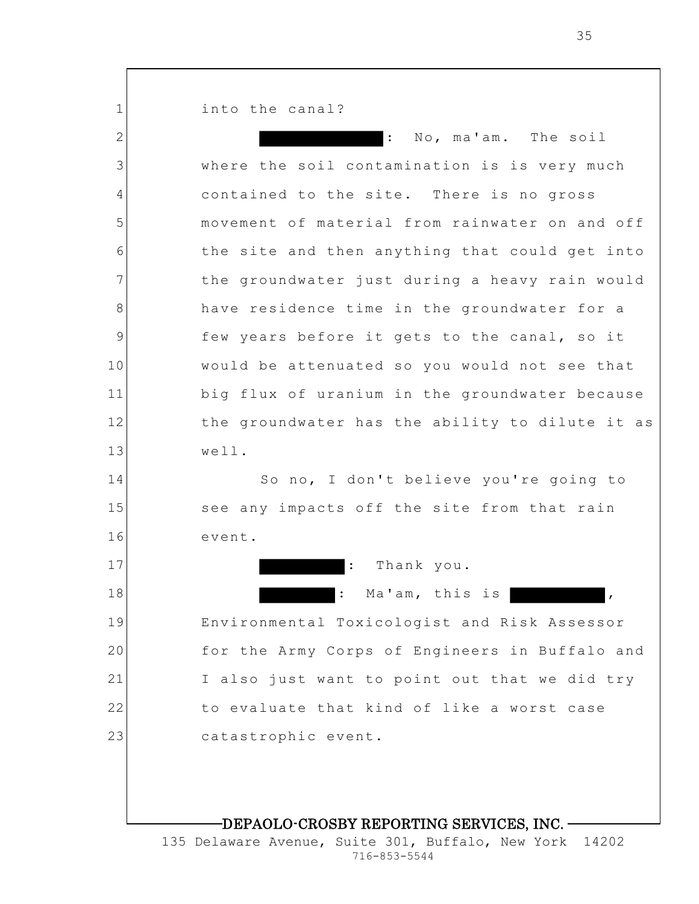into the canal?

[REDACTED]: No, ma'am. The soil where the soil contamination is is very much contained to the site. There is no gross movement of material from rainwater on and off the site and then anything that could get into the groundwater just during a heavy rain would have residence time in the groundwater for a few years before it gets to the canal, so it would be attenuated so you would not see that big flux of uranium in the groundwater because the groundwater has the ability to dilute it as well.

So no, I don't believe you're going to see any impacts off the site from that rain event.

[REDACTED]: Thank you.

[REDACTED]: Ma'am, this is [REDACTED], Environmental Toxicologist and Risk Assessor for the Army Corps of Engineers in Buffalo and I also just want to point out that we did try to evaluate that kind of like a worst case catastrophic event.

DEPAOLO-CROSBY REPORTING SERVICES, INC.
135 Delaware Avenue, Suite 301, Buffalo, New York 14202
716-853-5544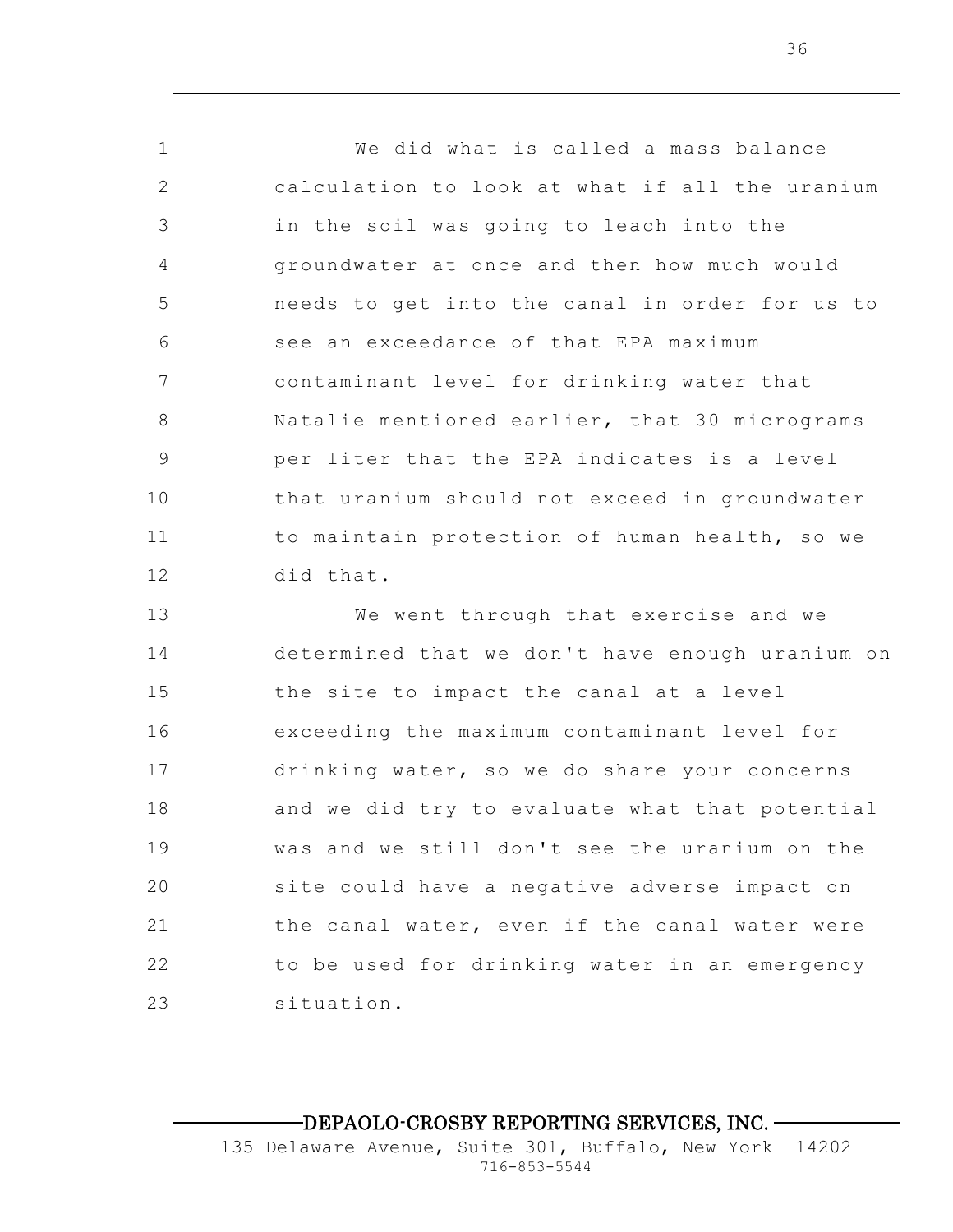We did what is called a mass balance calculation to look at what if all the uranium in the soil was going to leach into the groundwater at once and then how much would needs to get into the canal in order for us to see an exceedance of that EPA maximum contaminant level for drinking water that Natalie mentioned earlier, that 30 micrograms per liter that the EPA indicates is a level that uranium should not exceed in groundwater to maintain protection of human health, so we did that.

We went through that exercise and we determined that we don't have enough uranium on the site to impact the canal at a level exceeding the maximum contaminant level for drinking water, so we do share your concerns and we did try to evaluate what that potential was and we still don't see the uranium on the site could have a negative adverse impact on the canal water, even if the canal water were to be used for drinking water in an emergency situation.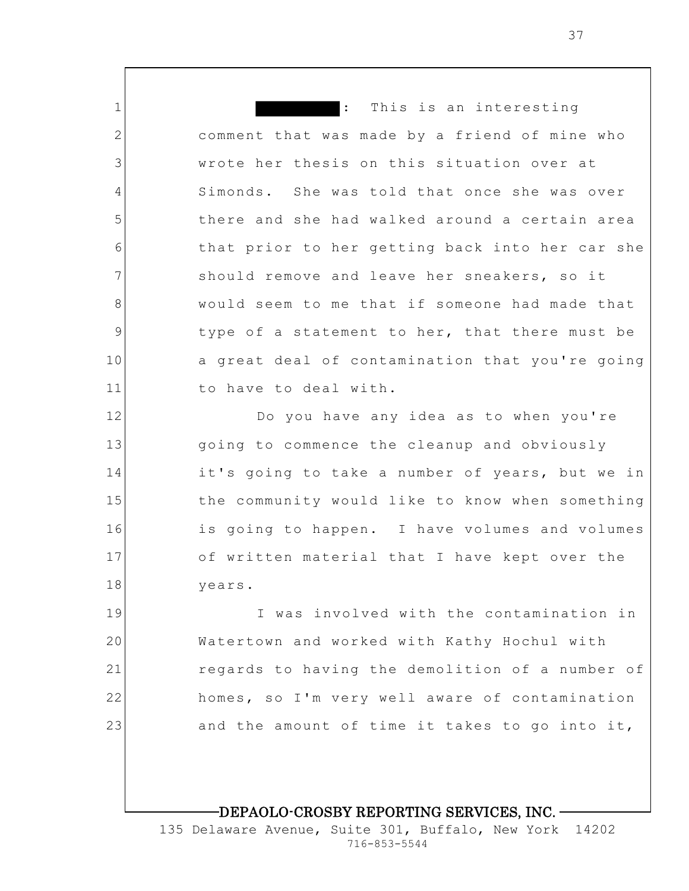[REDACTED]: This is an interesting comment that was made by a friend of mine who wrote her thesis on this situation over at Simonds. She was told that once she was over there and she had walked around a certain area that prior to her getting back into her car she should remove and leave her sneakers, so it would seem to me that if someone had made that type of a statement to her, that there must be a great deal of contamination that you're going to have to deal with.

Do you have any idea as to when you're going to commence the cleanup and obviously it's going to take a number of years, but we in the community would like to know when something is going to happen. I have volumes and volumes of written material that I have kept over the years.

I was involved with the contamination in Watertown and worked with Kathy Hochul with regards to having the demolition of a number of homes, so I'm very well aware of contamination and the amount of time it takes to go into it,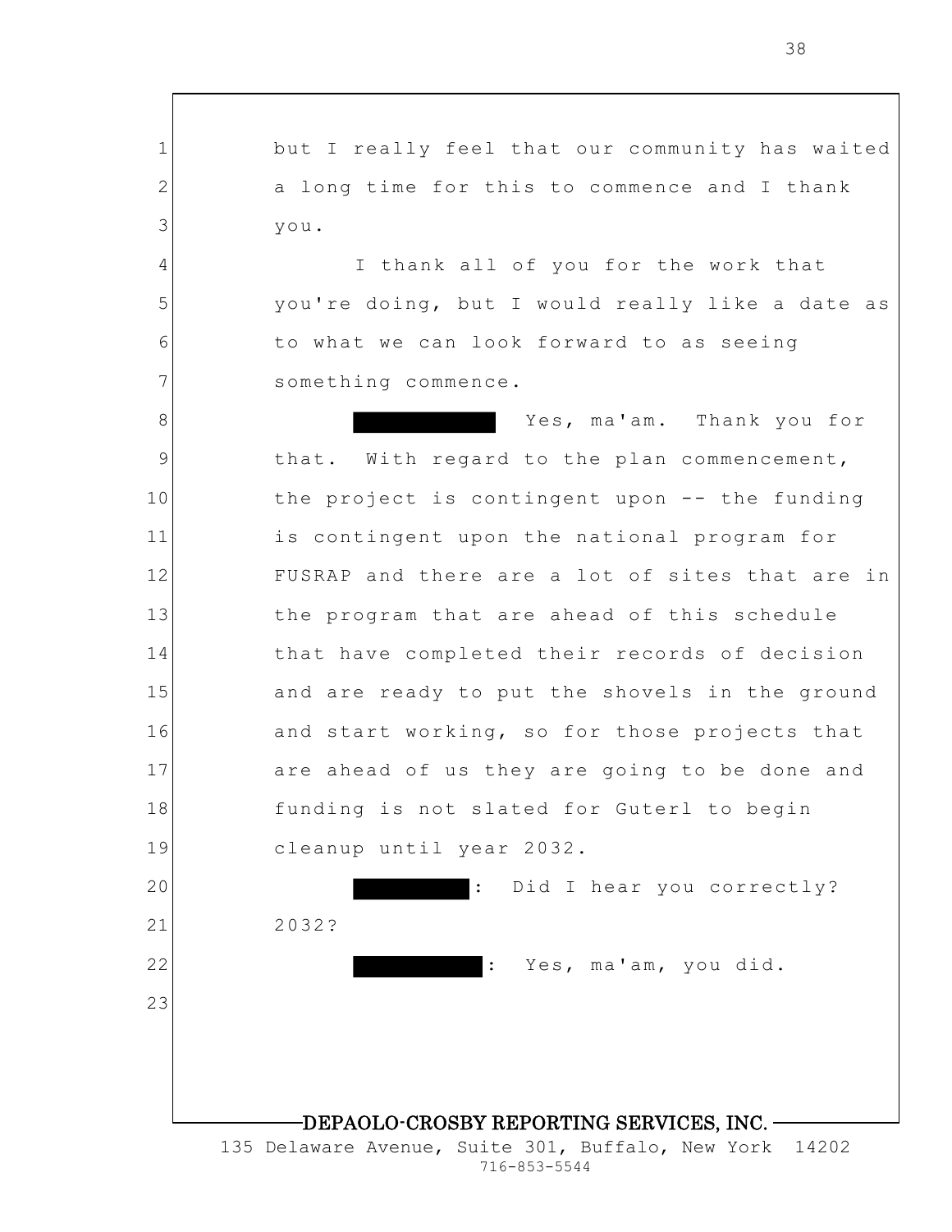but I really feel that our community has waited a long time for this to commence and I thank you.

I thank all of you for the work that you're doing, but I would really like a date as to what we can look forward to as seeing something commence.

████████ Yes, ma'am. Thank you for that. With regard to the plan commencement, the project is contingent upon -- the funding is contingent upon the national program for FUSRAP and there are a lot of sites that are in the program that are ahead of this schedule that have completed their records of decision and are ready to put the shovels in the ground and start working, so for those projects that are ahead of us they are going to be done and funding is not slated for Guterl to begin cleanup until year 2032.

████████: Did I hear you correctly? 2032?

████████: Yes, ma'am, you did.

DEPAOLO-CROSBY REPORTING SERVICES, INC.
135 Delaware Avenue, Suite 301, Buffalo, New York 14202
716-853-5544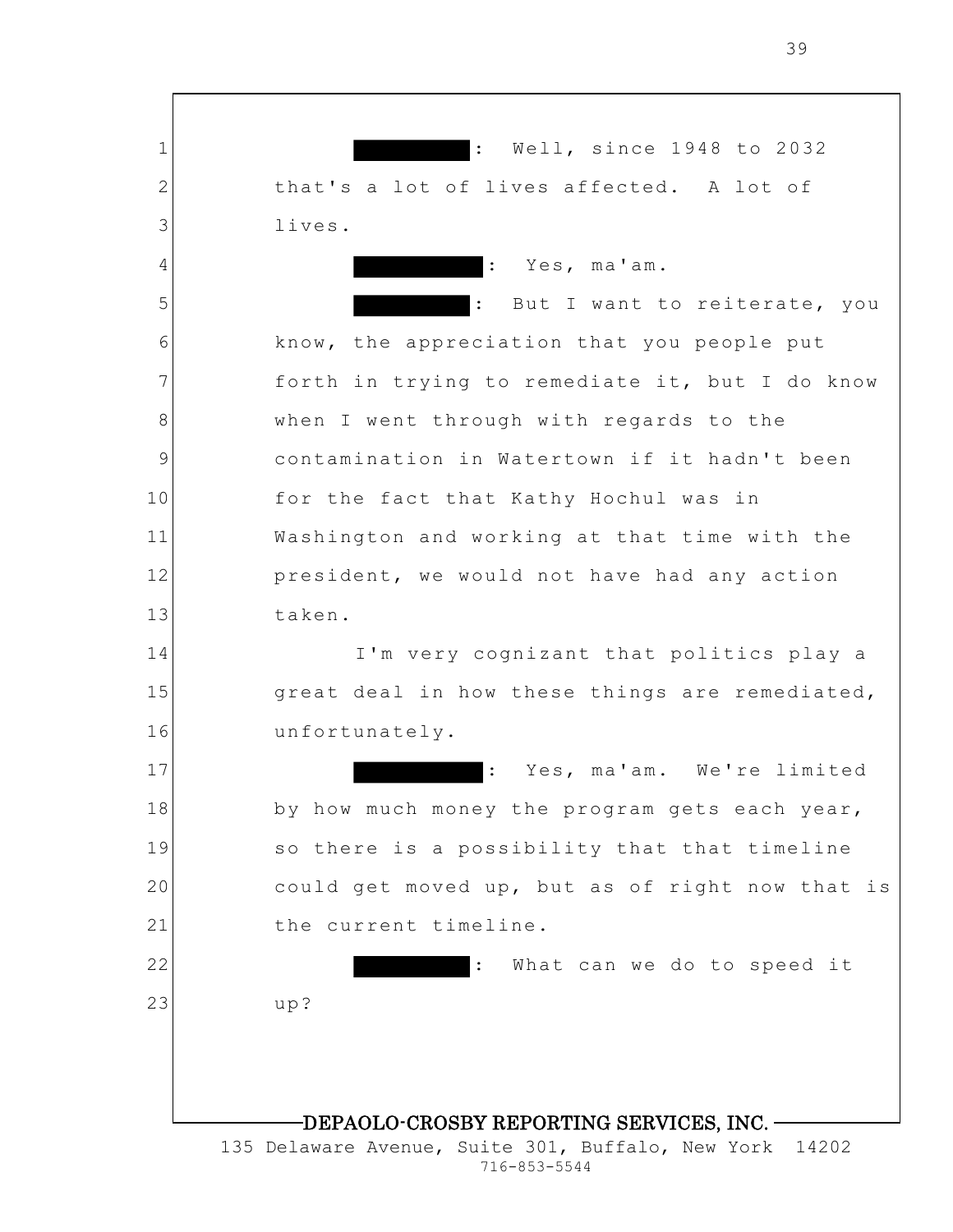[REDACTED]: Well, since 1948 to 2032 that's a lot of lives affected. A lot of lives.

[REDACTED]: Yes, ma'am.

[REDACTED]: But I want to reiterate, you know, the appreciation that you people put forth in trying to remediate it, but I do know when I went through with regards to the contamination in Watertown if it hadn't been for the fact that Kathy Hochul was in Washington and working at that time with the president, we would not have had any action taken.

I'm very cognizant that politics play a great deal in how these things are remediated, unfortunately.

[REDACTED]: Yes, ma'am. We're limited by how much money the program gets each year, so there is a possibility that that timeline could get moved up, but as of right now that is the current timeline.

[REDACTED]: What can we do to speed it up?

DEPAOLO-CROSBY REPORTING SERVICES, INC.
135 Delaware Avenue, Suite 301, Buffalo, New York 14202
716-853-5544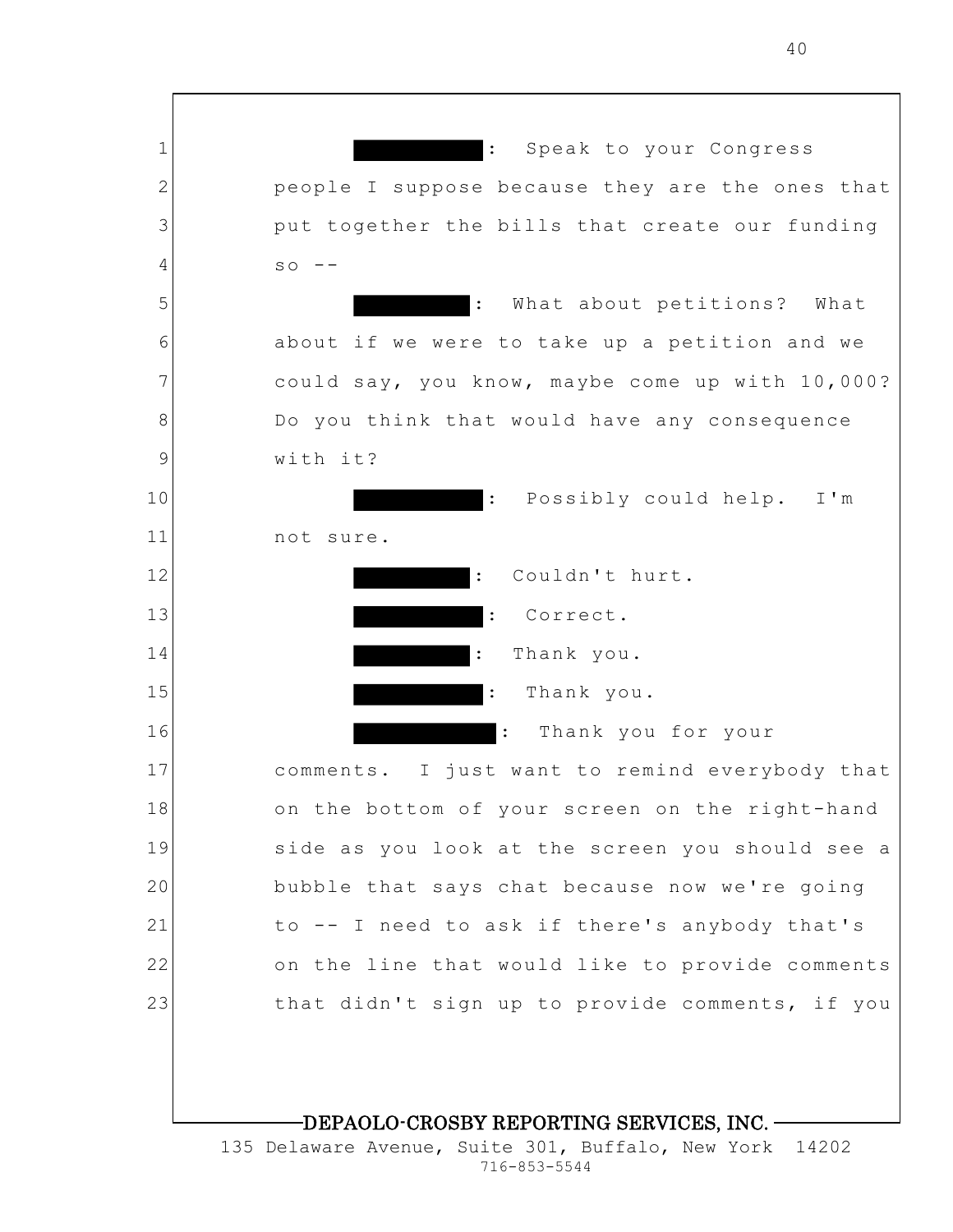[REDACTED]: Speak to your Congress people I suppose because they are the ones that put together the bills that create our funding so --

[REDACTED]: What about petitions? What about if we were to take up a petition and we could say, you know, maybe come up with 10,000? Do you think that would have any consequence with it?

[REDACTED]: Possibly could help. I'm not sure.

[REDACTED]: Couldn't hurt.

[REDACTED]: Correct.

[REDACTED]: Thank you.

[REDACTED]: Thank you.

[REDACTED]: Thank you for your comments. I just want to remind everybody that on the bottom of your screen on the right-hand side as you look at the screen you should see a bubble that says chat because now we're going to -- I need to ask if there's anybody that's on the line that would like to provide comments that didn't sign up to provide comments, if you

DEPAOLO-CROSBY REPORTING SERVICES, INC.
135 Delaware Avenue, Suite 301, Buffalo, New York 14202
716-853-5544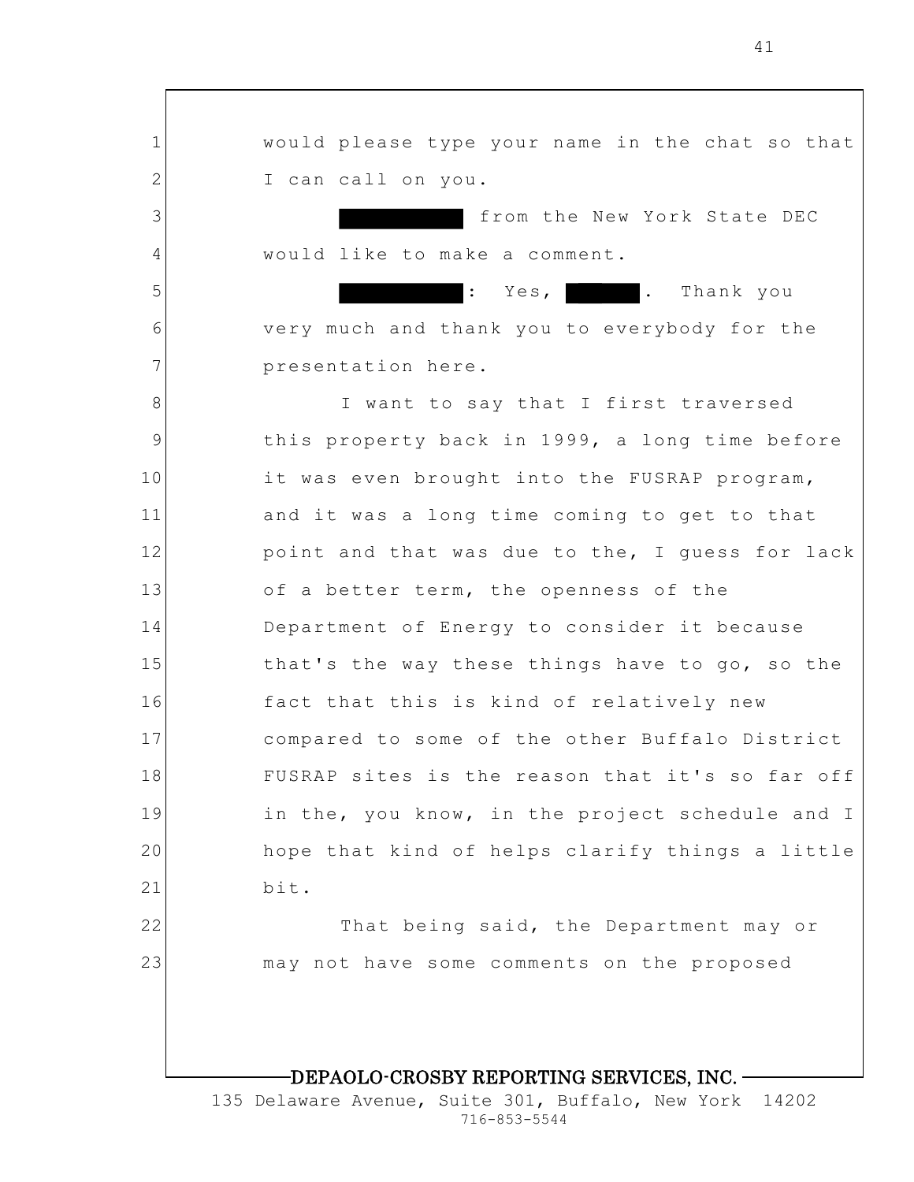would please type your name in the chat so that I can call on you.

██████ from the New York State DEC would like to make a comment.

██████: Yes, ████. Thank you very much and thank you to everybody for the presentation here.

I want to say that I first traversed this property back in 1999, a long time before it was even brought into the FUSRAP program, and it was a long time coming to get to that point and that was due to the, I guess for lack of a better term, the openness of the Department of Energy to consider it because that's the way these things have to go, so the fact that this is kind of relatively new compared to some of the other Buffalo District FUSRAP sites is the reason that it's so far off in the, you know, in the project schedule and I hope that kind of helps clarify things a little bit.

That being said, the Department may or may not have some comments on the proposed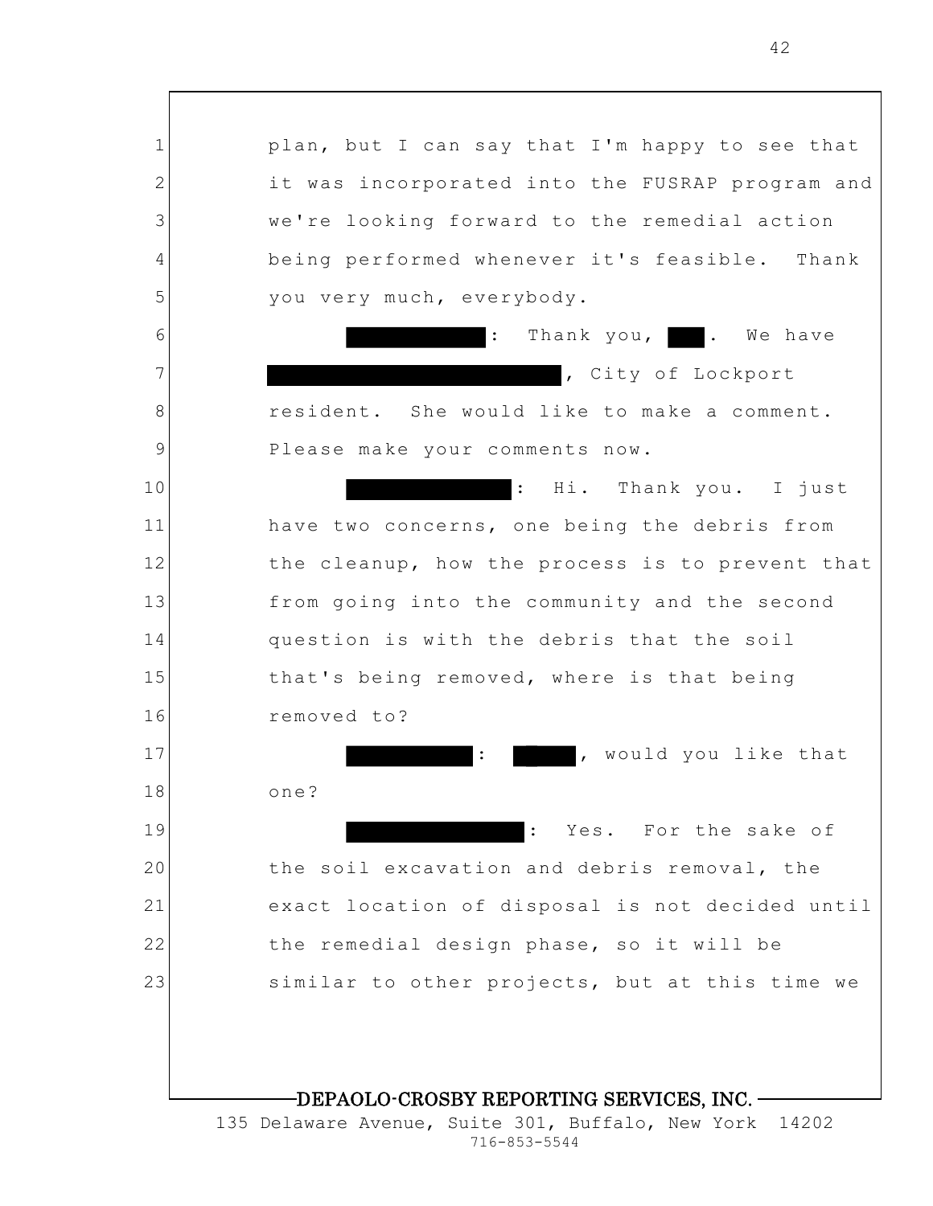plan, but I can say that I'm happy to see that it was incorporated into the FUSRAP program and we're looking forward to the remedial action being performed whenever it's feasible. Thank you very much, everybody.

█████████: Thank you, ███. We have ██████████████████████, City of Lockport resident. She would like to make a comment. Please make your comments now.

███████████: Hi. Thank you. I just have two concerns, one being the debris from the cleanup, how the process is to prevent that from going into the community and the second question is with the debris that the soil that's being removed, where is that being removed to?

█████████: █████, would you like that one?

████████████: Yes. For the sake of the soil excavation and debris removal, the exact location of disposal is not decided until the remedial design phase, so it will be similar to other projects, but at this time we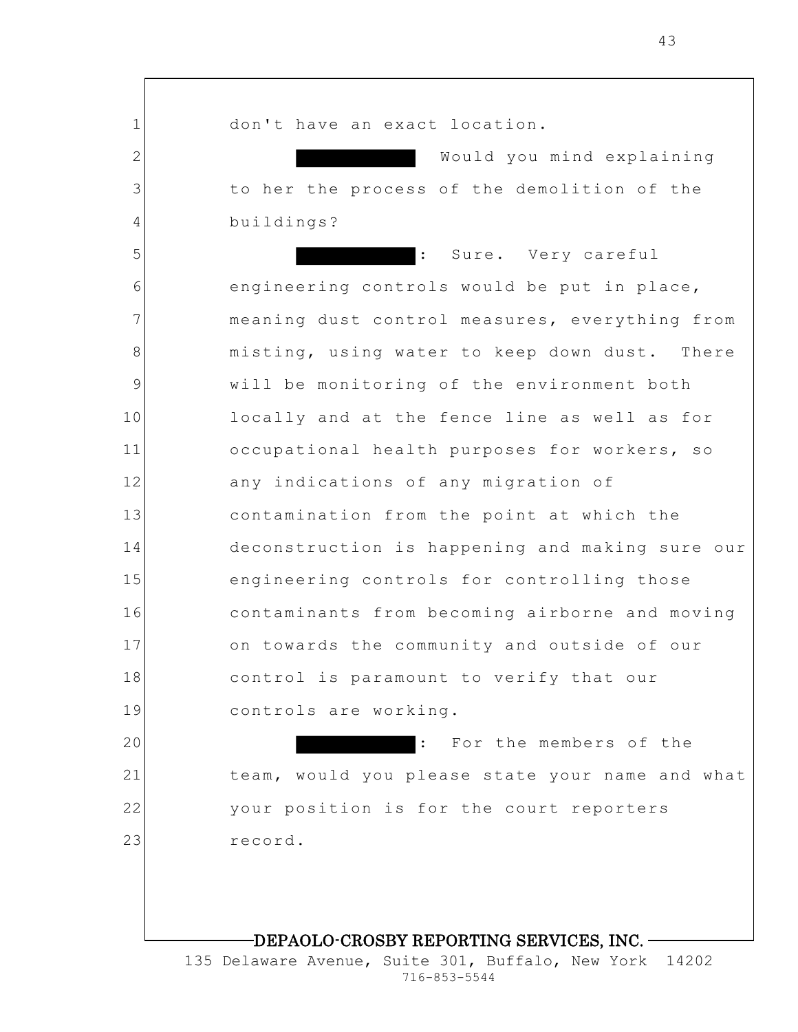don't have an exact location.

███████ Would you mind explaining to her the process of the demolition of the buildings?

███████: Sure. Very careful engineering controls would be put in place, meaning dust control measures, everything from misting, using water to keep down dust. There will be monitoring of the environment both locally and at the fence line as well as for occupational health purposes for workers, so any indications of any migration of contamination from the point at which the deconstruction is happening and making sure our engineering controls for controlling those contaminants from becoming airborne and moving on towards the community and outside of our control is paramount to verify that our controls are working.

███████: For the members of the team, would you please state your name and what your position is for the court reporters record.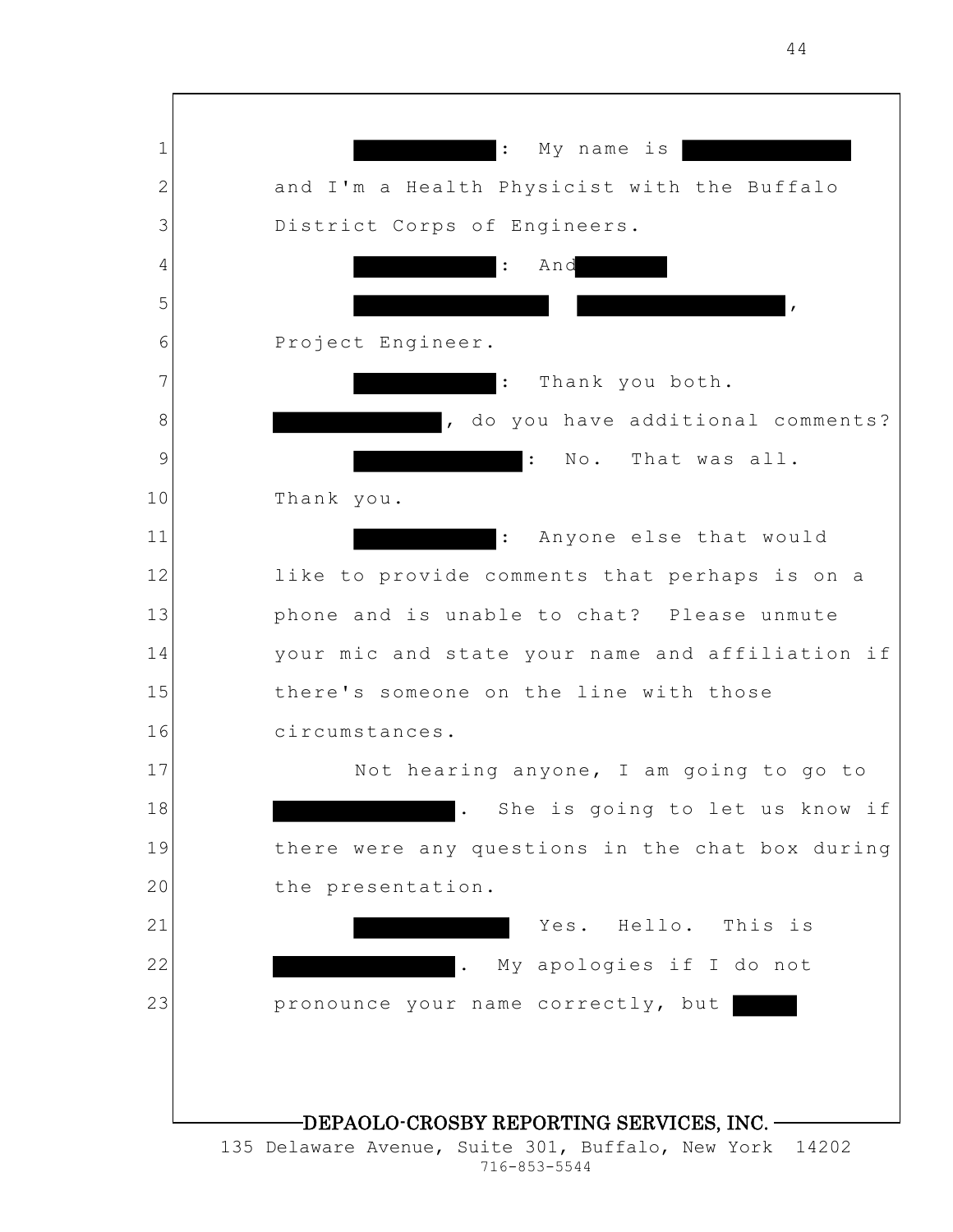[REDACTED]: My name is [REDACTED] and I'm a Health Physicist with the Buffalo District Corps of Engineers.

[REDACTED]: And [REDACTED]

[REDACTED] [REDACTED], Project Engineer.

[REDACTED]: Thank you both. [REDACTED], do you have additional comments?

[REDACTED]: No. That was all. Thank you.

[REDACTED]: Anyone else that would like to provide comments that perhaps is on a phone and is unable to chat? Please unmute your mic and state your name and affiliation if there's someone on the line with those circumstances.

Not hearing anyone, I am going to go to [REDACTED]. She is going to let us know if there were any questions in the chat box during the presentation.

[REDACTED] Yes. Hello. This is [REDACTED]. My apologies if I do not pronounce your name correctly, but [REDACTED]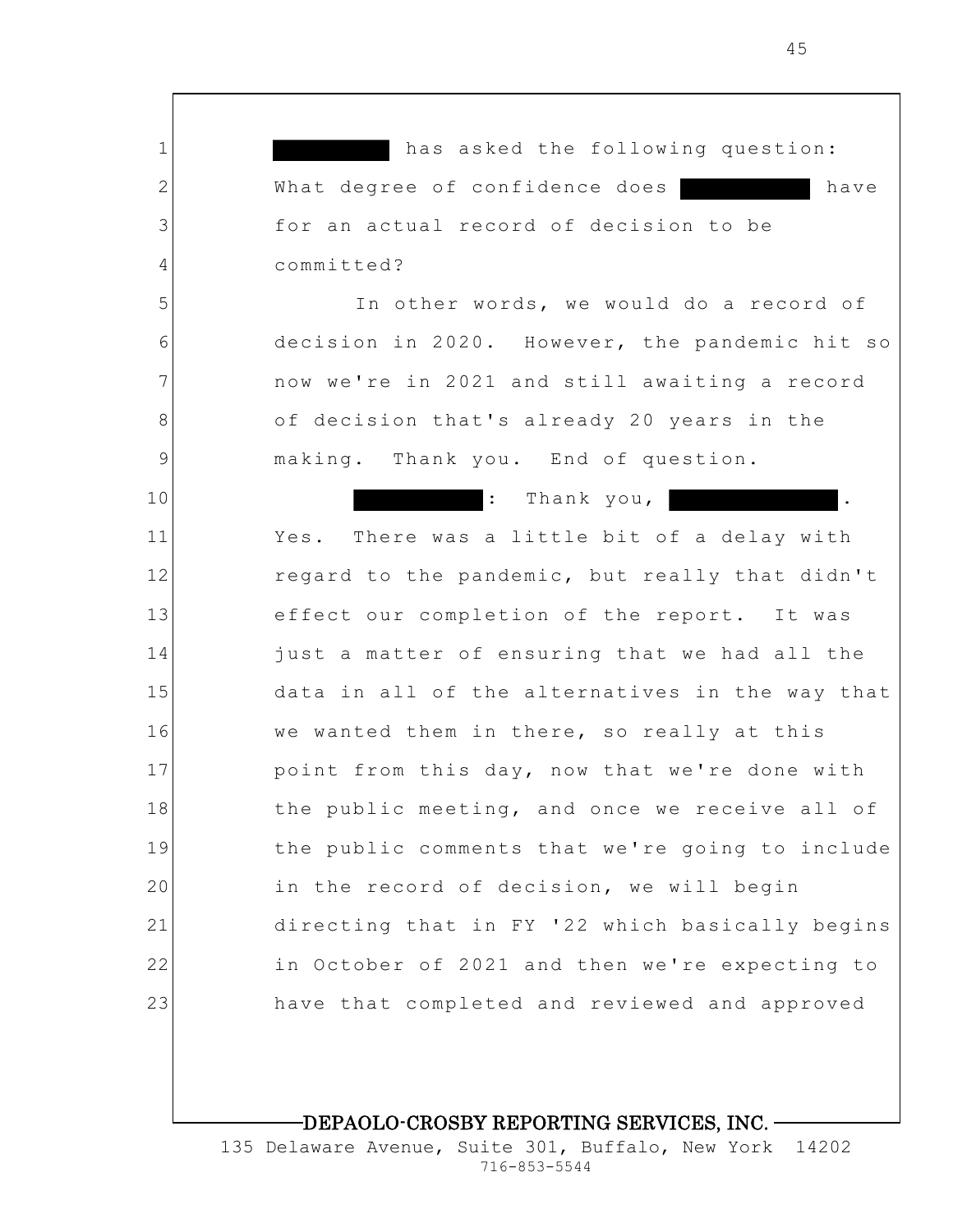1 [REDACTED] has asked the following question:
2 What degree of confidence does [REDACTED] have
3 for an actual record of decision to be
4 committed?
5 In other words, we would do a record of
6 decision in 2020. However, the pandemic hit so
7 now we're in 2021 and still awaiting a record
8 of decision that's already 20 years in the
9 making. Thank you. End of question.
10 [REDACTED]: Thank you, [REDACTED].
11 Yes. There was a little bit of a delay with
12 regard to the pandemic, but really that didn't
13 effect our completion of the report. It was
14 just a matter of ensuring that we had all the
15 data in all of the alternatives in the way that
16 we wanted them in there, so really at this
17 point from this day, now that we're done with
18 the public meeting, and once we receive all of
19 the public comments that we're going to include
20 in the record of decision, we will begin
21 directing that in FY '22 which basically begins
22 in October of 2021 and then we're expecting to
23 have that completed and reviewed and approved

DEPAOLO-CROSBY REPORTING SERVICES, INC.
135 Delaware Avenue, Suite 301, Buffalo, New York 14202
716-853-5544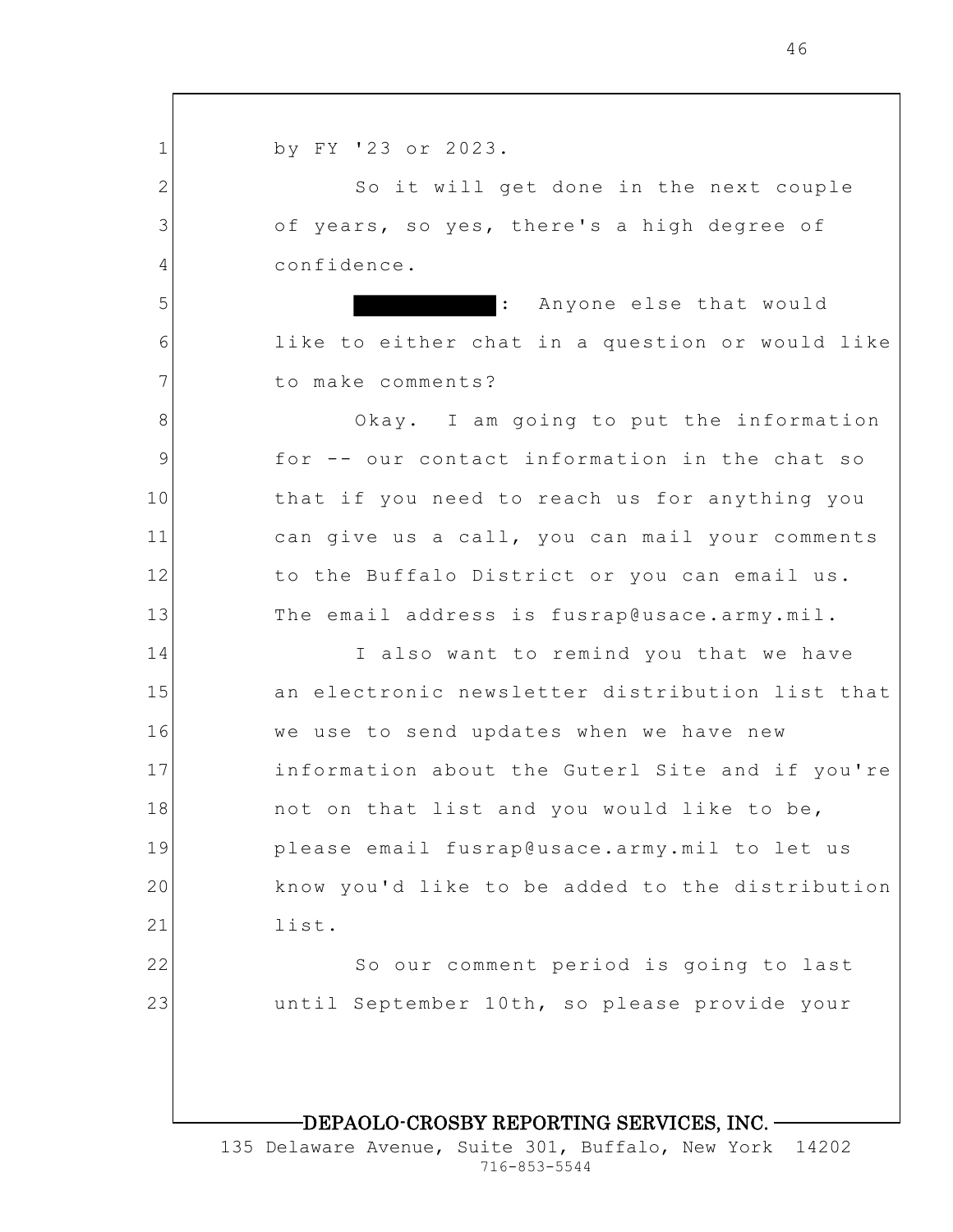by FY '23 or 2023.

So it will get done in the next couple of years, so yes, there's a high degree of confidence.

█████████: Anyone else that would like to either chat in a question or would like to make comments?

Okay. I am going to put the information for -- our contact information in the chat so that if you need to reach us for anything you can give us a call, you can mail your comments to the Buffalo District or you can email us. The email address is fusrap@usace.army.mil.

I also want to remind you that we have an electronic newsletter distribution list that we use to send updates when we have new information about the Guterl Site and if you're not on that list and you would like to be, please email fusrap@usace.army.mil to let us know you'd like to be added to the distribution list.

So our comment period is going to last until September 10th, so please provide your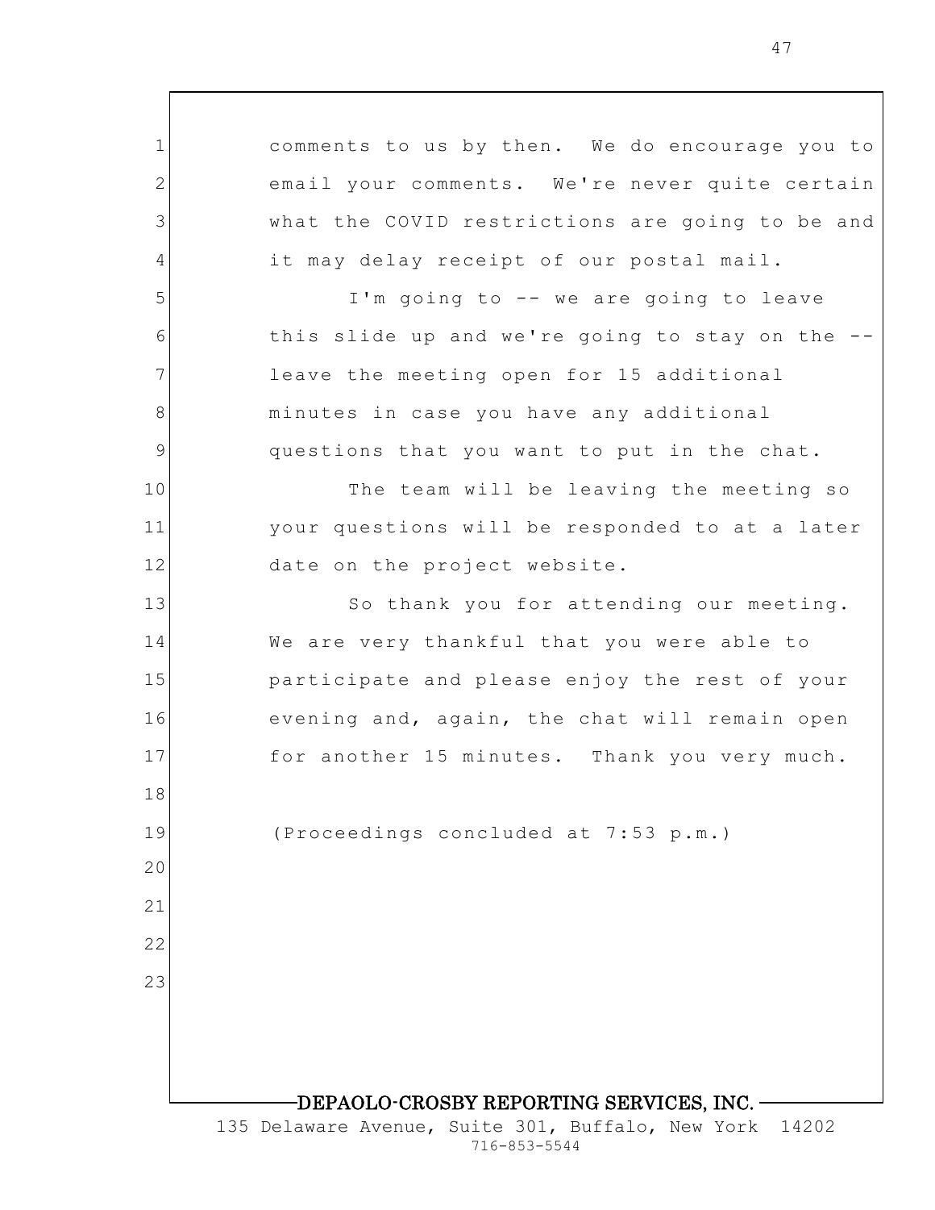comments to us by then. We do encourage you to email your comments. We're never quite certain what the COVID restrictions are going to be and it may delay receipt of our postal mail.

I'm going to -- we are going to leave this slide up and we're going to stay on the -- leave the meeting open for 15 additional minutes in case you have any additional questions that you want to put in the chat.

The team will be leaving the meeting so your questions will be responded to at a later date on the project website.

So thank you for attending our meeting. We are very thankful that you were able to participate and please enjoy the rest of your evening and, again, the chat will remain open for another 15 minutes. Thank you very much.

(Proceedings concluded at 7:53 p.m.)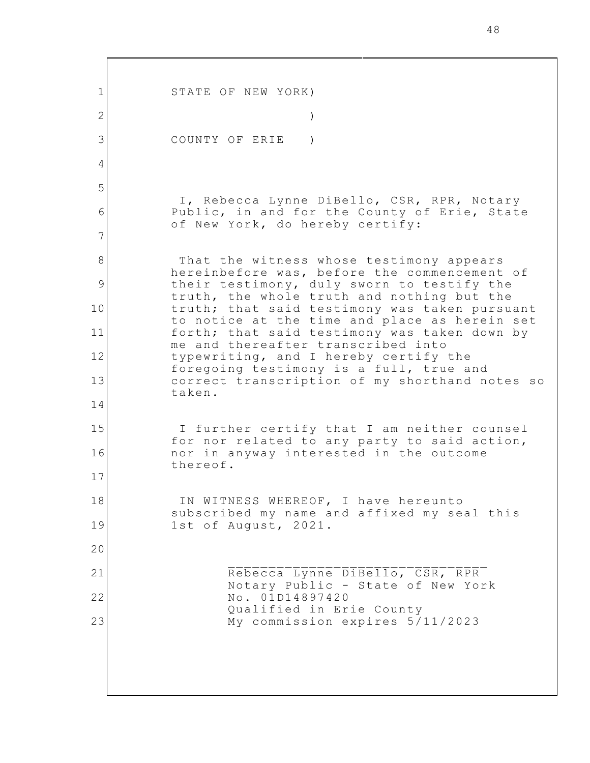STATE OF NEW YORK)

)

COUNTY OF ERIE )

I, Rebecca Lynne DiBello, CSR, RPR, Notary Public, in and for the County of Erie, State of New York, do hereby certify:

That the witness whose testimony appears hereinbefore was, before the commencement of their testimony, duly sworn to testify the truth, the whole truth and nothing but the truth; that said testimony was taken pursuant to notice at the time and place as herein set forth; that said testimony was taken down by me and thereafter transcribed into typewriting, and I hereby certify the foregoing testimony is a full, true and correct transcription of my shorthand notes so taken.

I further certify that I am neither counsel for nor related to any party to said action, nor in anyway interested in the outcome thereof.

IN WITNESS WHEREOF, I have hereunto subscribed my name and affixed my seal this 1st of August, 2021.

_______________________________

Rebecca Lynne DiBello, CSR, RPR
Notary Public - State of New York
No. 01DI4897420
Qualified in Erie County
My commission expires 5/11/2023